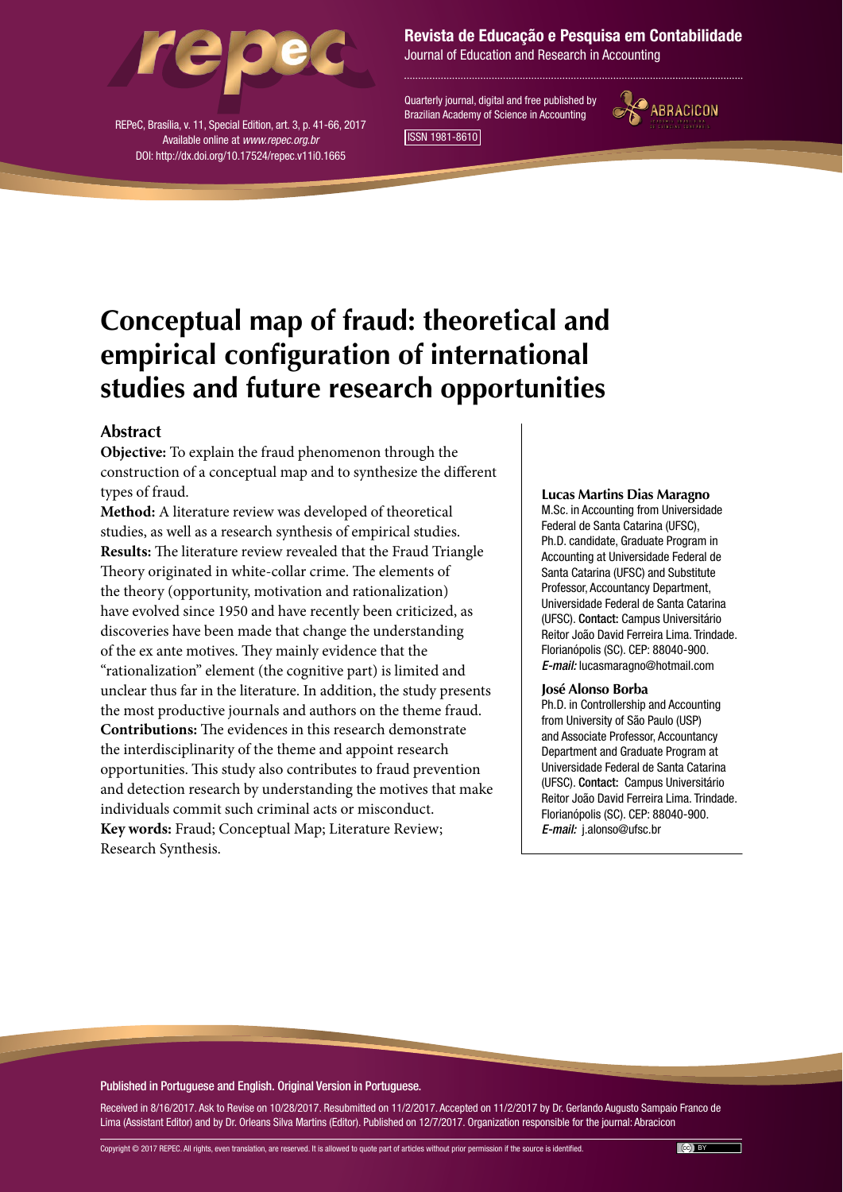# Conceptual map of fraud: theoretical and empirical configuration of international studies and future research opportunities

## Abstract

**Objective:** To explain the fraud phenomenon through the construction of a conceptual map and to synthesize the different types of fraud.

**Method:** A literature review was developed of theoretical studies, as well as a research synthesis of empirical studies.

**Results:** The literature review revealed that the Fraud Triangle Theory originated in white-collar crime. The elements of the theory (opportunity, motivation and rationalization) have evolved since 1950 and have recently been criticized, as discoveries have been made that change the understanding of the ex ante motives. They mainly evidence that the "rationalization" element (the cognitive part) is limited and unclear thus far in the literature. In addition, the study presents the most productive journals and authors on the theme fraud.

**Contributions:** The evidences in this research demonstrate the interdisciplinarity of the theme and appoint research opportunities. This study also contributes to fraud prevention and detection research by understanding the motives that make individuals commit such criminal acts or misconduct.

**Key words:** Fraud; Conceptual Map; Literature Review; Research Synthesis.

**Lucas Martins Dias Maragno**

M.Sc. in Accounting from Universidade Federal de Santa Catarina (UFSC), Ph.D. candidate, Graduate Program in Accounting at Universidade Federal de Santa Catarina (UFSC) and Substitute Professor, Accountancy Department, Universidade Federal de Santa Catarina (UFSC). **Contact:** Campus Universitário Reitor João David Ferreira Lima. Trindade. Florianópolis (SC). CEP: 88040-900. *E-mail:* lucasmaragno@hotmail.com

**José Alonso Borba**

Ph.D. in Controllership and Accounting from University of São Paulo (USP) and Associate Professor, Accountancy Department and Graduate Program at Universidade Federal de Santa Catarina (UFSC). **Contact:** Campus Universitário Reitor João David Ferreira Lima. Trindade. Florianópolis (SC). CEP: 88040-900. *E-mail:* j.alonso@ufsc.br

Published in Portuguese and English. Original Version in Portuguese.

Received in 8/16/2017. Ask to Revise on 10/28/2017. Resubmitted on 11/2/2017. Accepted on 11/2/2017 by Dr. Gerlando Augusto Sampaio Franco de Lima (Assistant Editor) and by Dr. Orleans Silva Martins (Editor). Published on 12/7/2017. Organization responsible for the journal: Abracicon

Copyright © 2017 REPEC. All rights, even translation, are reserved. It is allowed to quote part of articles without prior permission if the source is identified.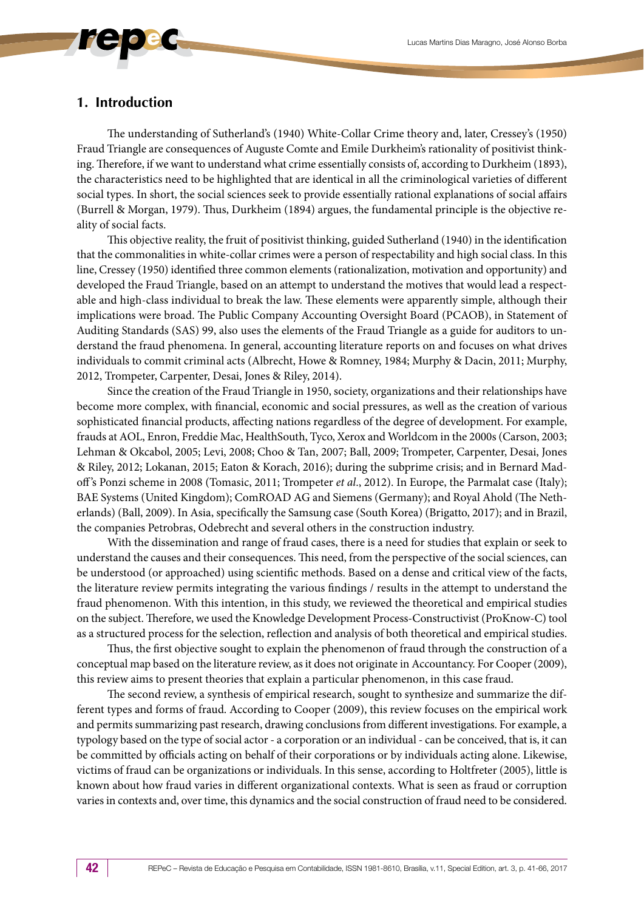## 1. Introduction

The understanding of Sutherland's (1940) White-Collar Crime theory and, later, Cressey's (1950) Fraud Triangle are consequences of Auguste Comte and Emile Durkheim's rationality of positivist thinking. Therefore, if we want to understand what crime essentially consists of, according to Durkheim (1893), the characteristics need to be highlighted that are identical in all the criminological varieties of different social types. In short, the social sciences seek to provide essentially rational explanations of social affairs (Burrell & Morgan, 1979). Thus, Durkheim (1894) argues, the fundamental principle is the objective reality of social facts.

This objective reality, the fruit of positivist thinking, guided Sutherland (1940) in the identification that the commonalities in white-collar crimes were a person of respectability and high social class. In this line, Cressey (1950) identified three common elements (rationalization, motivation and opportunity) and developed the Fraud Triangle, based on an attempt to understand the motives that would lead a respectable and high-class individual to break the law. These elements were apparently simple, although their implications were broad. The Public Company Accounting Oversight Board (PCAOB), in Statement of Auditing Standards (SAS) 99, also uses the elements of the Fraud Triangle as a guide for auditors to understand the fraud phenomena. In general, accounting literature reports on and focuses on what drives individuals to commit criminal acts (Albrecht, Howe & Romney, 1984; Murphy & Dacin, 2011; Murphy, 2012, Trompeter, Carpenter, Desai, Jones & Riley, 2014).

Since the creation of the Fraud Triangle in 1950, society, organizations and their relationships have become more complex, with financial, economic and social pressures, as well as the creation of various sophisticated financial products, affecting nations regardless of the degree of development. For example, frauds at AOL, Enron, Freddie Mac, HealthSouth, Tyco, Xerox and Worldcom in the 2000s (Carson, 2003; Lehman & Okcabol, 2005; Levi, 2008; Choo & Tan, 2007; Ball, 2009; Trompeter, Carpenter, Desai, Jones & Riley, 2012; Lokanan, 2015; Eaton & Korach, 2016); during the subprime crisis; and in Bernard Madoff's Ponzi scheme in 2008 (Tomasic, 2011; Trompeter *et al.*, 2012). In Europe, the Parmalat case (Italy); BAE Systems (United Kingdom); ComROAD AG and Siemens (Germany); and Royal Ahold (The Netherlands) (Ball, 2009). In Asia, specifically the Samsung case (South Korea) (Brigatto, 2017); and in Brazil, the companies Petrobras, Odebrecht and several others in the construction industry.

With the dissemination and range of fraud cases, there is a need for studies that explain or seek to understand the causes and their consequences. This need, from the perspective of the social sciences, can be understood (or approached) using scientific methods. Based on a dense and critical view of the facts, the literature review permits integrating the various findings / results in the attempt to understand the fraud phenomenon. With this intention, in this study, we reviewed the theoretical and empirical studies on the subject. Therefore, we used the Knowledge Development Process-Constructivist (ProKnow-C) tool as a structured process for the selection, reflection and analysis of both theoretical and empirical studies.

Thus, the first objective sought to explain the phenomenon of fraud through the construction of a conceptual map based on the literature review, as it does not originate in Accountancy. For Cooper (2009), this review aims to present theories that explain a particular phenomenon, in this case fraud.

The second review, a synthesis of empirical research, sought to synthesize and summarize the different types and forms of fraud. According to Cooper (2009), this review focuses on the empirical work and permits summarizing past research, drawing conclusions from different investigations. For example, a typology based on the type of social actor - a corporation or an individual - can be conceived, that is, it can be committed by officials acting on behalf of their corporations or by individuals acting alone. Likewise, victims of fraud can be organizations or individuals. In this sense, according to Holtfreter (2005), little is known about how fraud varies in different organizational contexts. What is seen as fraud or corruption varies in contexts and, over time, this dynamics and the social construction of fraud need to be considered.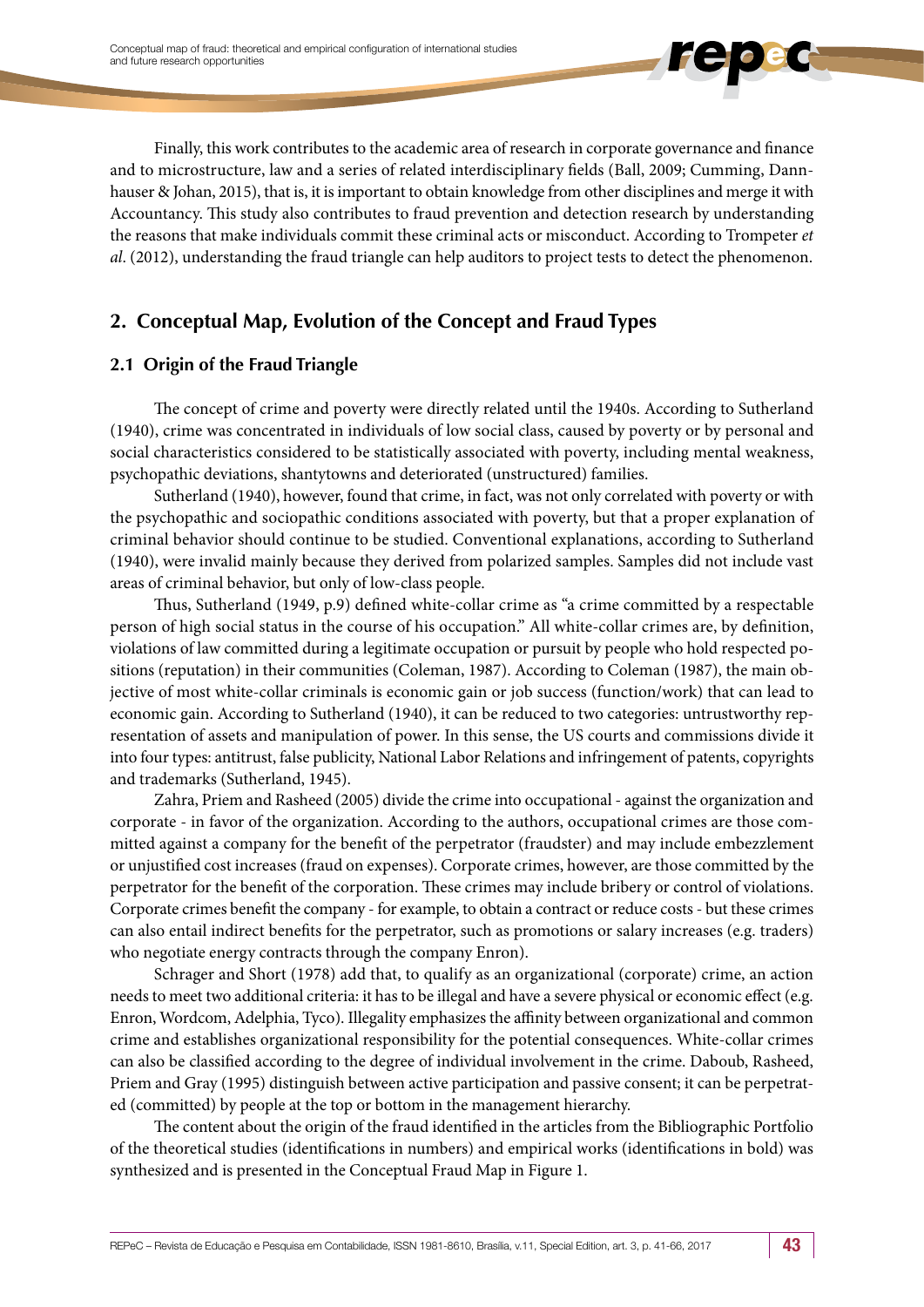Finally, this work contributes to the academic area of research in corporate governance and finance and to microstructure, law and a series of related interdisciplinary fields (Ball, 2009; Cumming, Dannhauser & Johan, 2015), that is, it is important to obtain knowledge from other disciplines and merge it with Accountancy. This study also contributes to fraud prevention and detection research by understanding the reasons that make individuals commit these criminal acts or misconduct. According to Trompeter *et al*. (2012), understanding the fraud triangle can help auditors to project tests to detect the phenomenon.

## 2. Conceptual Map, Evolution of the Concept and Fraud Types

### 2.1 Origin of the Fraud Triangle

The concept of crime and poverty were directly related until the 1940s. According to Sutherland (1940), crime was concentrated in individuals of low social class, caused by poverty or by personal and social characteristics considered to be statistically associated with poverty, including mental weakness, psychopathic deviations, shantytowns and deteriorated (unstructured) families.

Sutherland (1940), however, found that crime, in fact, was not only correlated with poverty or with the psychopathic and sociopathic conditions associated with poverty, but that a proper explanation of criminal behavior should continue to be studied. Conventional explanations, according to Sutherland (1940), were invalid mainly because they derived from polarized samples. Samples did not include vast areas of criminal behavior, but only of low-class people.

Thus, Sutherland (1949, p.9) defined white-collar crime as "a crime committed by a respectable person of high social status in the course of his occupation." All white-collar crimes are, by definition, violations of law committed during a legitimate occupation or pursuit by people who hold respected positions (reputation) in their communities (Coleman, 1987). According to Coleman (1987), the main objective of most white-collar criminals is economic gain or job success (function/work) that can lead to economic gain. According to Sutherland (1940), it can be reduced to two categories: untrustworthy representation of assets and manipulation of power. In this sense, the US courts and commissions divide it into four types: antitrust, false publicity, National Labor Relations and infringement of patents, copyrights and trademarks (Sutherland, 1945).

Zahra, Priem and Rasheed (2005) divide the crime into occupational - against the organization and corporate - in favor of the organization. According to the authors, occupational crimes are those committed against a company for the benefit of the perpetrator (fraudster) and may include embezzlement or unjustified cost increases (fraud on expenses). Corporate crimes, however, are those committed by the perpetrator for the benefit of the corporation. These crimes may include bribery or control of violations. Corporate crimes benefit the company - for example, to obtain a contract or reduce costs - but these crimes can also entail indirect benefits for the perpetrator, such as promotions or salary increases (e.g. traders) who negotiate energy contracts through the company Enron).

Schrager and Short (1978) add that, to qualify as an organizational (corporate) crime, an action needs to meet two additional criteria: it has to be illegal and have a severe physical or economic effect (e.g. Enron, Wordcom, Adelphia, Tyco). Illegality emphasizes the affinity between organizational and common crime and establishes organizational responsibility for the potential consequences. White-collar crimes can also be classified according to the degree of individual involvement in the crime. Daboub, Rasheed, Priem and Gray (1995) distinguish between active participation and passive consent; it can be perpetrated (committed) by people at the top or bottom in the management hierarchy.

The content about the origin of the fraud identified in the articles from the Bibliographic Portfolio of the theoretical studies (identifications in numbers) and empirical works (identifications in bold) was synthesized and is presented in the Conceptual Fraud Map in Figure 1.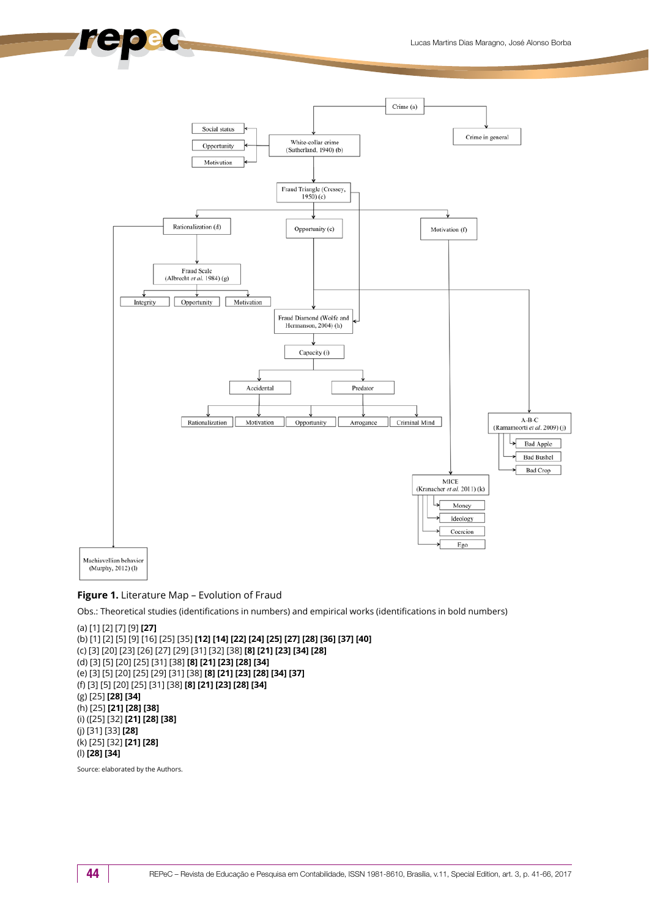Crime (a)

White-collar crime (Sutherland, 1940) (b)

Crime in general

Social status

Opportunity

Motivation

Fraud Triangle (Cressey, 1950) (c)

Rationalization (d)

Opportunity (e)

Motivation (f)

Fraud Scale (Albrecht *et al.* 1984) (g)

Integrity

Opportunity

Motivation

Fraud Diamond (Wolfe and Hermanson, 2004) (h)

Capacity (i)

Accidental

Predator

Rationalization

Motivation

Opportunity

Arrogance

Criminal Mind

A-B-C (Ramamoorti *et al.* 2009) (j)

Bad Apple

Bad Bushel

Bad Crop

MICE (Kranacher *et al.* 2011) (k)

Money

Ideology

Coercion

Ego

Machiavellian behavior (Murphy, 2012) (l)

**Figure 1.** Literature Map – Evolution of Fraud

Obs.: Theoretical studies (identifications in numbers) and empirical works (identifications in bold numbers)

(a) [1] [2] [7] [9] **[27]**
(b) [1] [2] [5] [9] [16] [25] [35] **[12] [14] [22] [24] [25] [27] [28] [36] [37] [40]**
(c) [3] [20] [23] [26] [27] [29] [31] [32] [38] **[8] [21] [23] [34] [28]**
(d) [3] [5] [20] [25] [31] [38] **[8] [21] [23] [28] [34]**
(e) [3] [5] [20] [25] [29] [31] [38] **[8] [21] [23] [28] [34] [37]**
(f) [3] [5] [20] [25] [31] [38] **[8] [21] [23] [28] [34]**
(g) [25] **[28] [34]**
(h) [25] **[21] [28] [38]**
(i) ([25] [32] **[21] [28] [38]**
(j) [31] [33] **[28]**
(k) [25] [32] **[21] [28]**
(l) **[28] [34]**

Source: elaborated by the Authors.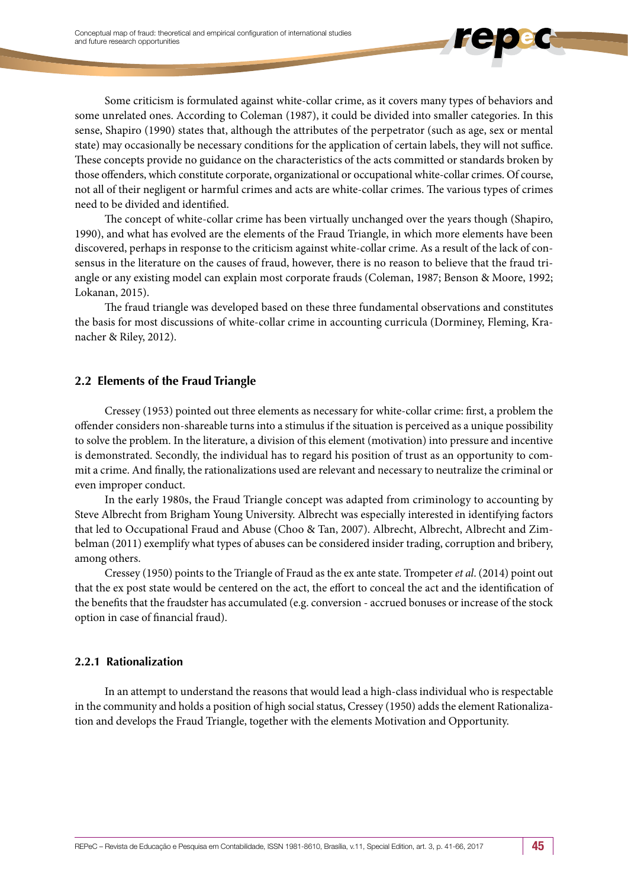Some criticism is formulated against white-collar crime, as it covers many types of behaviors and some unrelated ones. According to Coleman (1987), it could be divided into smaller categories. In this sense, Shapiro (1990) states that, although the attributes of the perpetrator (such as age, sex or mental state) may occasionally be necessary conditions for the application of certain labels, they will not suffice. These concepts provide no guidance on the characteristics of the acts committed or standards broken by those offenders, which constitute corporate, organizational or occupational white-collar crimes. Of course, not all of their negligent or harmful crimes and acts are white-collar crimes. The various types of crimes need to be divided and identified.

The concept of white-collar crime has been virtually unchanged over the years though (Shapiro, 1990), and what has evolved are the elements of the Fraud Triangle, in which more elements have been discovered, perhaps in response to the criticism against white-collar crime. As a result of the lack of consensus in the literature on the causes of fraud, however, there is no reason to believe that the fraud triangle or any existing model can explain most corporate frauds (Coleman, 1987; Benson & Moore, 1992; Lokanan, 2015).

The fraud triangle was developed based on these three fundamental observations and constitutes the basis for most discussions of white-collar crime in accounting curricula (Dorminey, Fleming, Kranacher & Riley, 2012).

## 2.2 Elements of the Fraud Triangle

Cressey (1953) pointed out three elements as necessary for white-collar crime: first, a problem the offender considers non-shareable turns into a stimulus if the situation is perceived as a unique possibility to solve the problem. In the literature, a division of this element (motivation) into pressure and incentive is demonstrated. Secondly, the individual has to regard his position of trust as an opportunity to commit a crime. And finally, the rationalizations used are relevant and necessary to neutralize the criminal or even improper conduct.

In the early 1980s, the Fraud Triangle concept was adapted from criminology to accounting by Steve Albrecht from Brigham Young University. Albrecht was especially interested in identifying factors that led to Occupational Fraud and Abuse (Choo & Tan, 2007). Albrecht, Albrecht, Albrecht and Zimbelman (2011) exemplify what types of abuses can be considered insider trading, corruption and bribery, among others.

Cressey (1950) points to the Triangle of Fraud as the ex ante state. Trompeter *et al*. (2014) point out that the ex post state would be centered on the act, the effort to conceal the act and the identification of the benefits that the fraudster has accumulated (e.g. conversion - accrued bonuses or increase of the stock option in case of financial fraud).

### 2.2.1 Rationalization

In an attempt to understand the reasons that would lead a high-class individual who is respectable in the community and holds a position of high social status, Cressey (1950) adds the element Rationalization and develops the Fraud Triangle, together with the elements Motivation and Opportunity.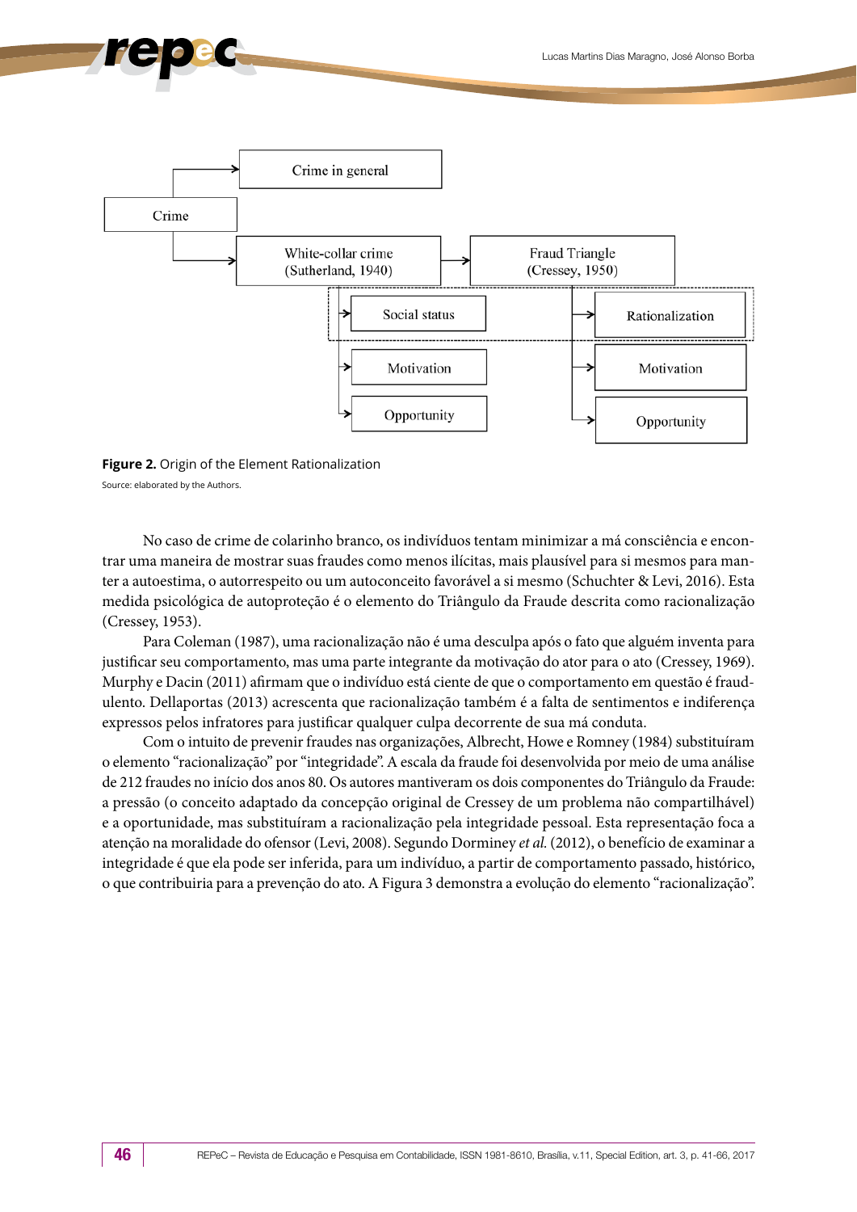- Crime
  - Crime in general
  - White-collar crime (Sutherland, 1940)
    - Social status
    - Motivation
    - Opportunity
    - Fraud Triangle (Cressey, 1950)
      - Rationalization
      - Motivation
      - Opportunity

**Figure 2.** Origin of the Element Rationalization

Source: elaborated by the Authors.

No caso de crime de colarinho branco, os indivíduos tentam minimizar a má consciência e encontrar uma maneira de mostrar suas fraudes como menos ilícitas, mais plausível para si mesmos para manter a autoestima, o autorrespeito ou um autoconceito favorável a si mesmo (Schuchter & Levi, 2016). Esta medida psicológica de autoproteção é o elemento do Triângulo da Fraude descrita como racionalização (Cressey, 1953).

Para Coleman (1987), uma racionalização não é uma desculpa após o fato que alguém inventa para justificar seu comportamento, mas uma parte integrante da motivação do ator para o ato (Cressey, 1969). Murphy e Dacin (2011) afirmam que o indivíduo está ciente de que o comportamento em questão é fraudulento. Dellaportas (2013) acrescenta que racionalização também é a falta de sentimentos e indiferença expressos pelos infratores para justificar qualquer culpa decorrente de sua má conduta.

Com o intuito de prevenir fraudes nas organizações, Albrecht, Howe e Romney (1984) substituíram o elemento "racionalização" por "integridade". A escala da fraude foi desenvolvida por meio de uma análise de 212 fraudes no início dos anos 80. Os autores mantiveram os dois componentes do Triângulo da Fraude: a pressão (o conceito adaptado da concepção original de Cressey de um problema não compartilhável) e a oportunidade, mas substituíram a racionalização pela integridade pessoal. Esta representação foca a atenção na moralidade do ofensor (Levi, 2008). Segundo Dorminey *et al.* (2012), o benefício de examinar a integridade é que ela pode ser inferida, para um indivíduo, a partir de comportamento passado, histórico, o que contribuiria para a prevenção do ato. A Figura 3 demonstra a evolução do elemento "racionalização".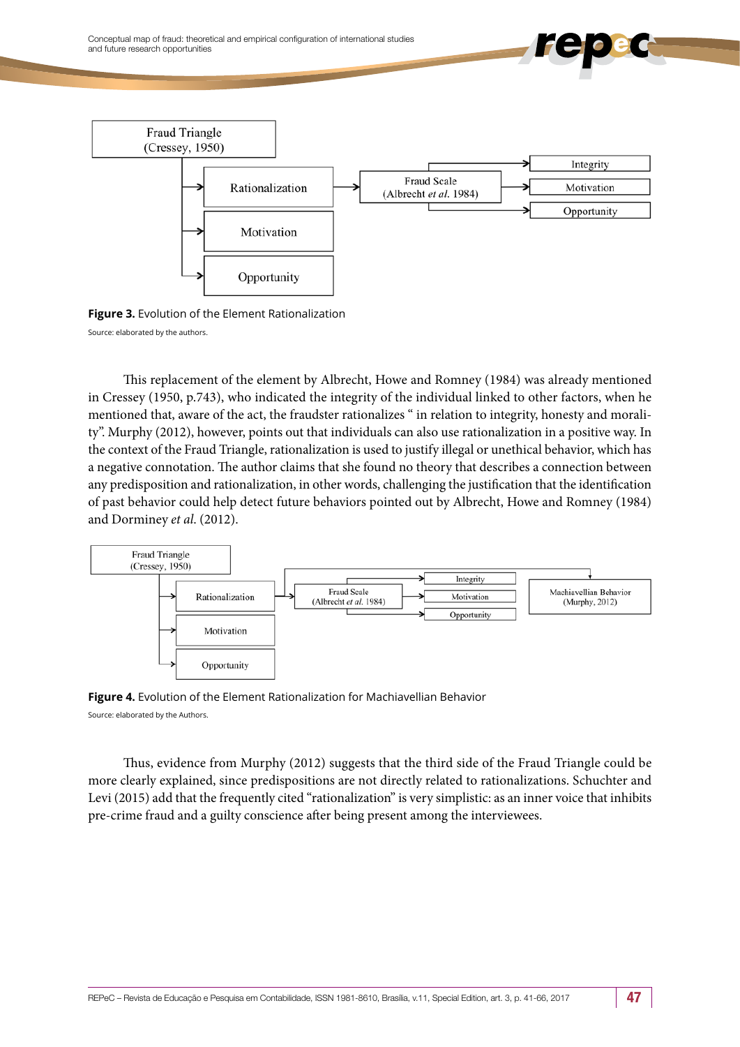Fraud Triangle
(Cressey, 1950)

Rationalization → Fraud Scale (Albrecht *et al.* 1984) → Integrity / Motivation / Opportunity

Motivation

Opportunity

**Figure 3.** Evolution of the Element Rationalization

Source: elaborated by the authors.

This replacement of the element by Albrecht, Howe and Romney (1984) was already mentioned in Cressey (1950, p.743), who indicated the integrity of the individual linked to other factors, when he mentioned that, aware of the act, the fraudster rationalizes " in relation to integrity, honesty and morality". Murphy (2012), however, points out that individuals can also use rationalization in a positive way. In the context of the Fraud Triangle, rationalization is used to justify illegal or unethical behavior, which has a negative connotation. The author claims that she found no theory that describes a connection between any predisposition and rationalization, in other words, challenging the justification that the identification of past behavior could help detect future behaviors pointed out by Albrecht, Howe and Romney (1984) and Dorminey *et al.* (2012).

Fraud Triangle
(Cressey, 1950)

Rationalization → Fraud Scale (Albrecht *et al.* 1984) → Integrity / Motivation / Opportunity → Machiavellian Behavior (Murphy, 2012)

Motivation

Opportunity

**Figure 4.** Evolution of the Element Rationalization for Machiavellian Behavior

Source: elaborated by the Authors.

Thus, evidence from Murphy (2012) suggests that the third side of the Fraud Triangle could be more clearly explained, since predispositions are not directly related to rationalizations. Schuchter and Levi (2015) add that the frequently cited "rationalization" is very simplistic: as an inner voice that inhibits pre-crime fraud and a guilty conscience after being present among the interviewees.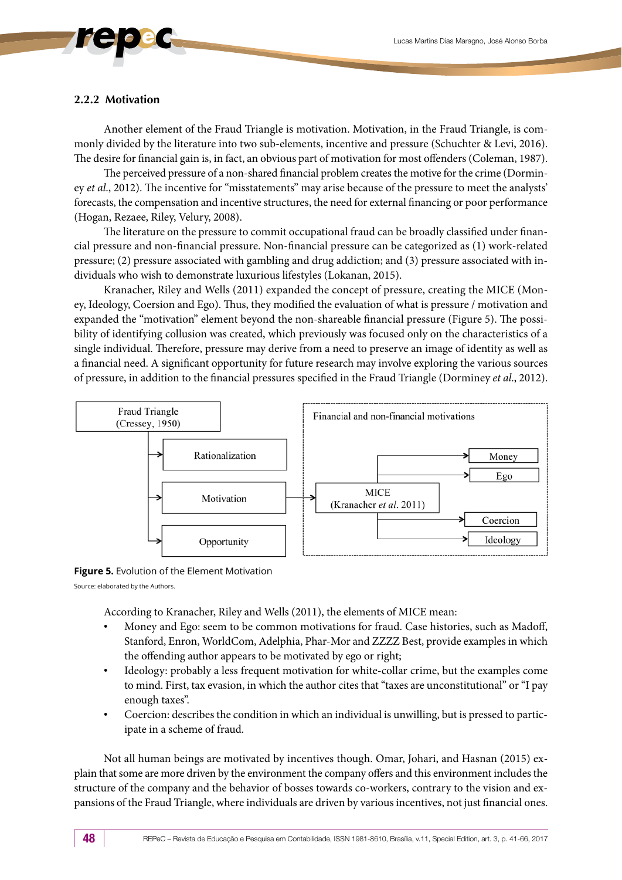### 2.2.2 Motivation

Another element of the Fraud Triangle is motivation. Motivation, in the Fraud Triangle, is commonly divided by the literature into two sub-elements, incentive and pressure (Schuchter & Levi, 2016). The desire for financial gain is, in fact, an obvious part of motivation for most offenders (Coleman, 1987).

The perceived pressure of a non-shared financial problem creates the motive for the crime (Dorminey *et al.*, 2012). The incentive for "misstatements" may arise because of the pressure to meet the analysts' forecasts, the compensation and incentive structures, the need for external financing or poor performance (Hogan, Rezaee, Riley, Velury, 2008).

The literature on the pressure to commit occupational fraud can be broadly classified under financial pressure and non-financial pressure. Non-financial pressure can be categorized as (1) work-related pressure; (2) pressure associated with gambling and drug addiction; and (3) pressure associated with individuals who wish to demonstrate luxurious lifestyles (Lokanan, 2015).

Kranacher, Riley and Wells (2011) expanded the concept of pressure, creating the MICE (Money, Ideology, Coersion and Ego). Thus, they modified the evaluation of what is pressure / motivation and expanded the "motivation" element beyond the non-shareable financial pressure (Figure 5). The possibility of identifying collusion was created, which previously was focused only on the characteristics of a single individual. Therefore, pressure may derive from a need to preserve an image of identity as well as a financial need. A significant opportunity for future research may involve exploring the various sources of pressure, in addition to the financial pressures specified in the Fraud Triangle (Dorminey *et al.*, 2012).

```
Fraud Triangle (Cressey, 1950)
 ├─> Rationalization
 ├─> Motivation ──> [Financial and non-financial motivations]
 │                    MICE (Kranacher et al. 2011)
 │                      ├─> Money
 │                      ├─> Ego
 │                      ├─> Coercion
 │                      └─> Ideology
 └─> Opportunity
```

**Figure 5.** Evolution of the Element Motivation

Source: elaborated by the Authors.

According to Kranacher, Riley and Wells (2011), the elements of MICE mean:

- Money and Ego: seem to be common motivations for fraud. Case histories, such as Madoff, Stanford, Enron, WorldCom, Adelphia, Phar-Mor and ZZZZ Best, provide examples in which the offending author appears to be motivated by ego or right;
- Ideology: probably a less frequent motivation for white-collar crime, but the examples come to mind. First, tax evasion, in which the author cites that "taxes are unconstitutional" or "I pay enough taxes".
- Coercion: describes the condition in which an individual is unwilling, but is pressed to participate in a scheme of fraud.

Not all human beings are motivated by incentives though. Omar, Johari, and Hasnan (2015) explain that some are more driven by the environment the company offers and this environment includes the structure of the company and the behavior of bosses towards co-workers, contrary to the vision and expansions of the Fraud Triangle, where individuals are driven by various incentives, not just financial ones.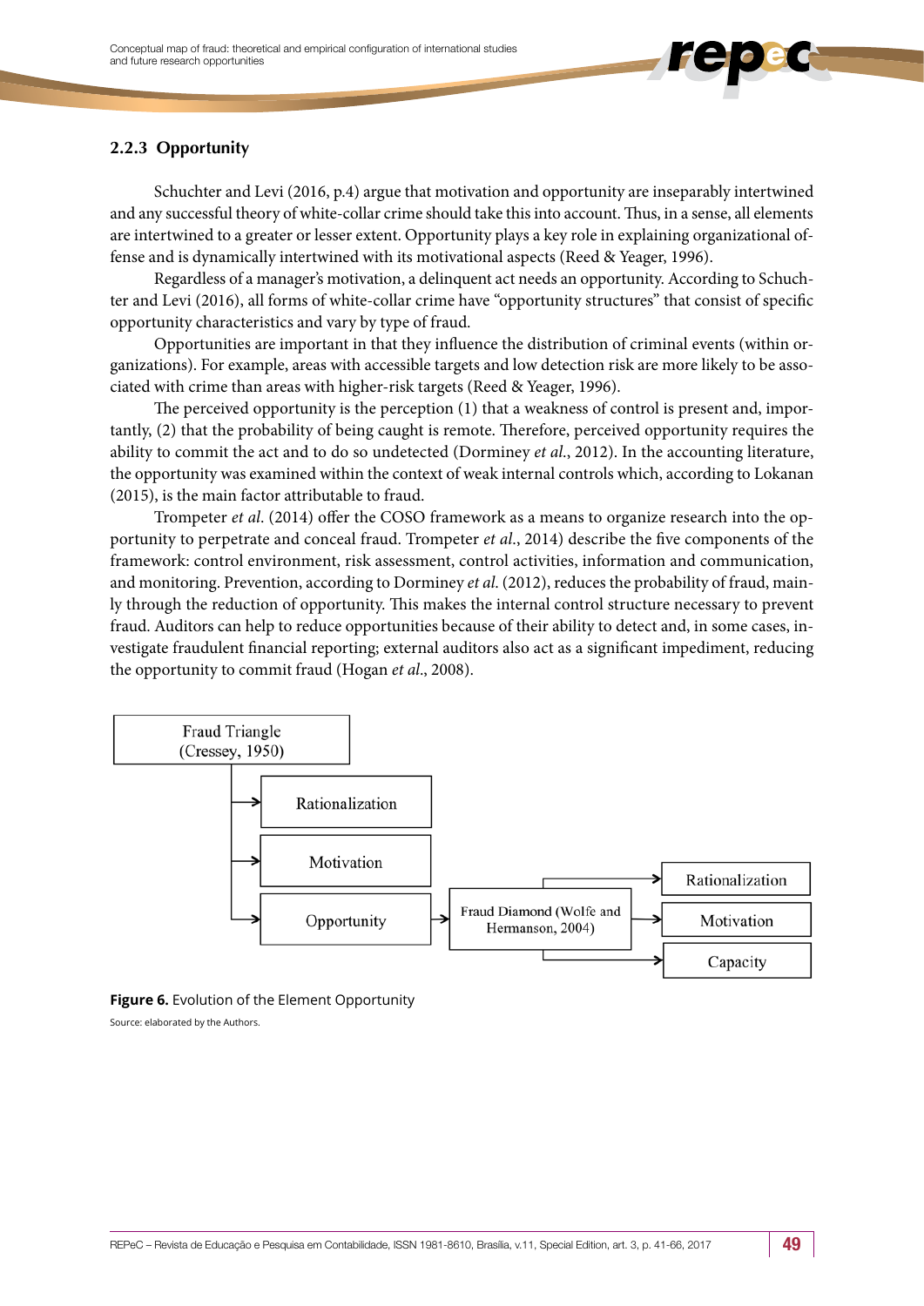### 2.2.3 Opportunity

Schuchter and Levi (2016, p.4) argue that motivation and opportunity are inseparably intertwined and any successful theory of white-collar crime should take this into account. Thus, in a sense, all elements are intertwined to a greater or lesser extent. Opportunity plays a key role in explaining organizational offense and is dynamically intertwined with its motivational aspects (Reed & Yeager, 1996).

Regardless of a manager's motivation, a delinquent act needs an opportunity. According to Schuchter and Levi (2016), all forms of white-collar crime have "opportunity structures" that consist of specific opportunity characteristics and vary by type of fraud.

Opportunities are important in that they influence the distribution of criminal events (within organizations). For example, areas with accessible targets and low detection risk are more likely to be associated with crime than areas with higher-risk targets (Reed & Yeager, 1996).

The perceived opportunity is the perception (1) that a weakness of control is present and, importantly, (2) that the probability of being caught is remote. Therefore, perceived opportunity requires the ability to commit the act and to do so undetected (Dorminey *et al.*, 2012). In the accounting literature, the opportunity was examined within the context of weak internal controls which, according to Lokanan (2015), is the main factor attributable to fraud.

Trompeter *et al.* (2014) offer the COSO framework as a means to organize research into the opportunity to perpetrate and conceal fraud. Trompeter *et al.*, 2014) describe the five components of the framework: control environment, risk assessment, control activities, information and communication, and monitoring. Prevention, according to Dorminey *et al.* (2012), reduces the probability of fraud, mainly through the reduction of opportunity. This makes the internal control structure necessary to prevent fraud. Auditors can help to reduce opportunities because of their ability to detect and, in some cases, investigate fraudulent financial reporting; external auditors also act as a significant impediment, reducing the opportunity to commit fraud (Hogan *et al.*, 2008).

Fraud Triangle (Cressey, 1950) → Rationalization; Motivation; Opportunity

Opportunity → Fraud Diamond (Wolfe and Hermanson, 2004) → Rationalization; Motivation; Capacity

**Figure 6.** Evolution of the Element Opportunity

Source: elaborated by the Authors.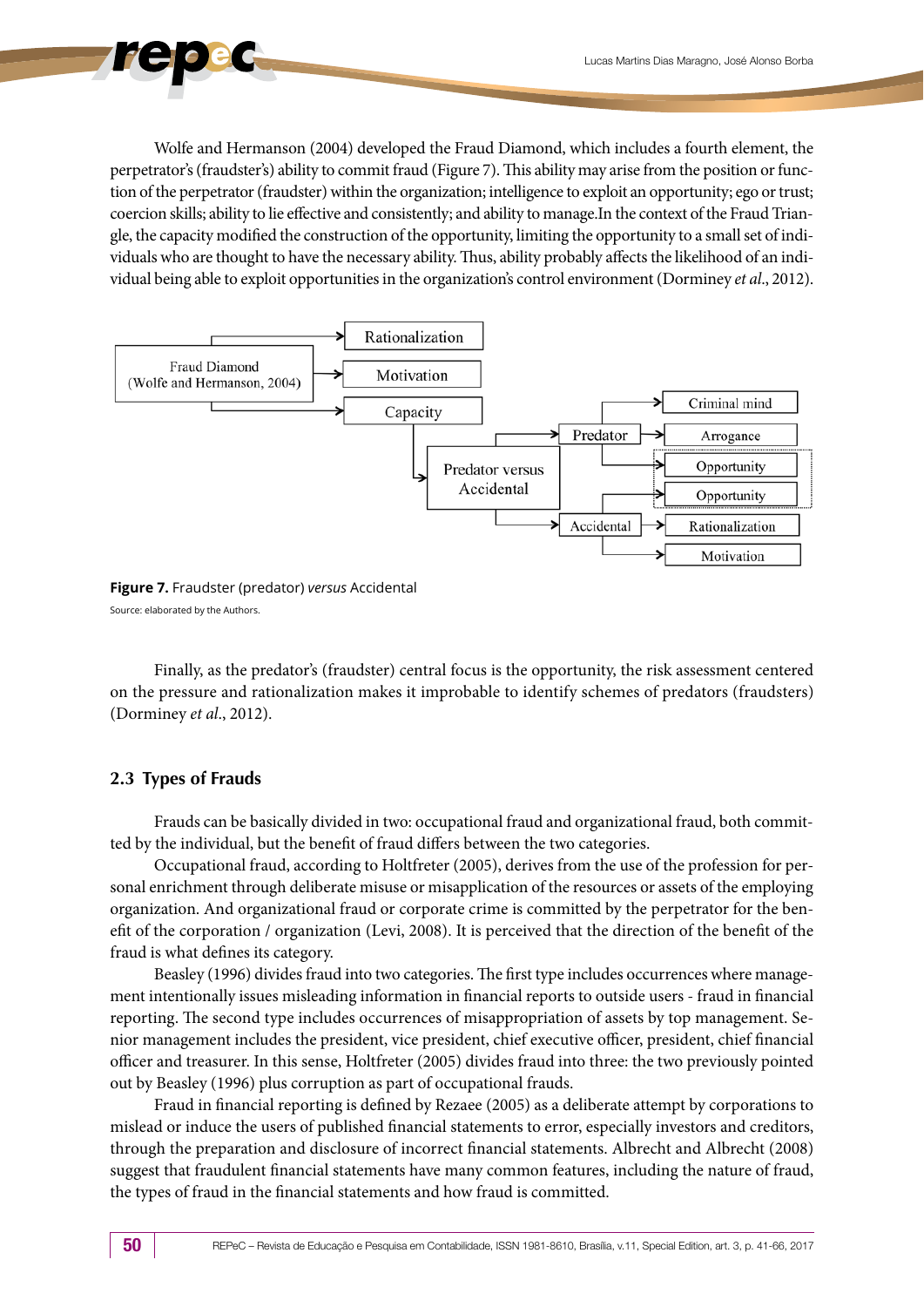Wolfe and Hermanson (2004) developed the Fraud Diamond, which includes a fourth element, the perpetrator's (fraudster's) ability to commit fraud (Figure 7). This ability may arise from the position or function of the perpetrator (fraudster) within the organization; intelligence to exploit an opportunity; ego or trust; coercion skills; ability to lie effective and consistently; and ability to manage.In the context of the Fraud Triangle, the capacity modified the construction of the opportunity, limiting the opportunity to a small set of individuals who are thought to have the necessary ability. Thus, ability probably affects the likelihood of an individual being able to exploit opportunities in the organization's control environment (Dorminey *et al.*, 2012).

Fraud Diamond (Wolfe and Hermanson, 2004)

Rationalization

Motivation

Capacity

Predator versus Accidental

Predator

Accidental

Criminal mind

Arrogance

Opportunity

Opportunity

Rationalization

Motivation

**Figure 7.** Fraudster (predator) *versus* Accidental

Source: elaborated by the Authors.

Finally, as the predator's (fraudster) central focus is the opportunity, the risk assessment centered on the pressure and rationalization makes it improbable to identify schemes of predators (fraudsters) (Dorminey *et al.*, 2012).

## 2.3 Types of Frauds

Frauds can be basically divided in two: occupational fraud and organizational fraud, both committed by the individual, but the benefit of fraud differs between the two categories.

Occupational fraud, according to Holtfreter (2005), derives from the use of the profession for personal enrichment through deliberate misuse or misapplication of the resources or assets of the employing organization. And organizational fraud or corporate crime is committed by the perpetrator for the benefit of the corporation / organization (Levi, 2008). It is perceived that the direction of the benefit of the fraud is what defines its category.

Beasley (1996) divides fraud into two categories. The first type includes occurrences where management intentionally issues misleading information in financial reports to outside users - fraud in financial reporting. The second type includes occurrences of misappropriation of assets by top management. Senior management includes the president, vice president, chief executive officer, president, chief financial officer and treasurer. In this sense, Holtfreter (2005) divides fraud into three: the two previously pointed out by Beasley (1996) plus corruption as part of occupational frauds.

Fraud in financial reporting is defined by Rezaee (2005) as a deliberate attempt by corporations to mislead or induce the users of published financial statements to error, especially investors and creditors, through the preparation and disclosure of incorrect financial statements. Albrecht and Albrecht (2008) suggest that fraudulent financial statements have many common features, including the nature of fraud, the types of fraud in the financial statements and how fraud is committed.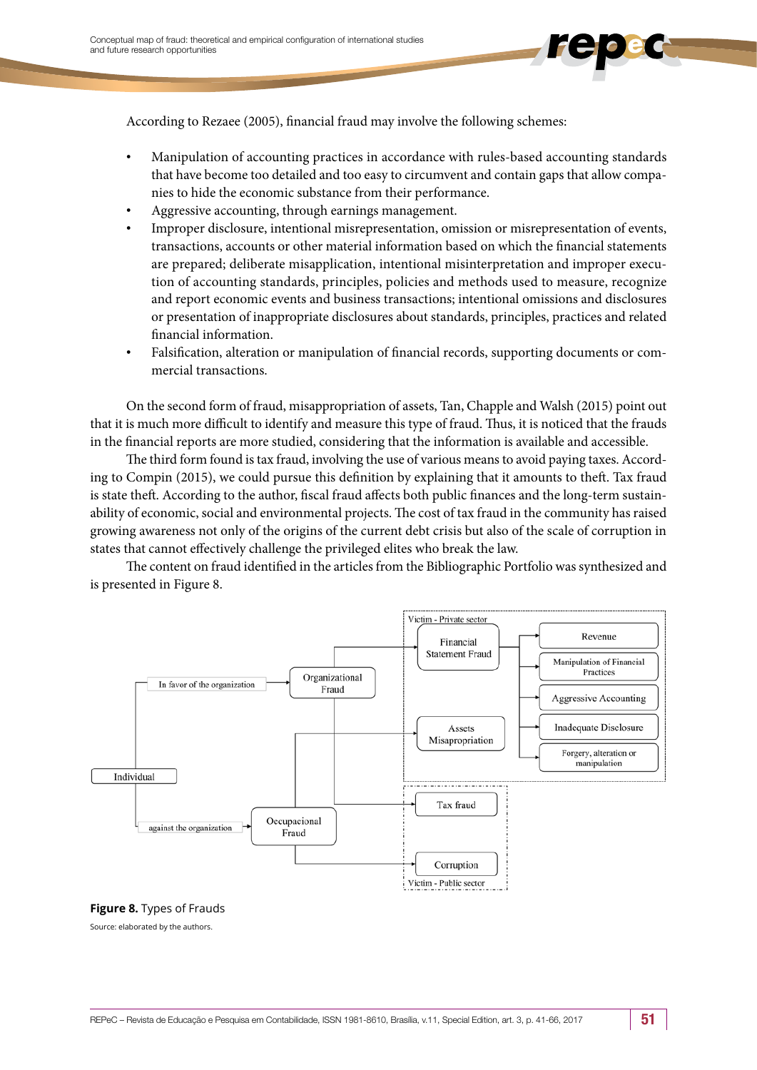According to Rezaee (2005), financial fraud may involve the following schemes:

- Manipulation of accounting practices in accordance with rules-based accounting standards that have become too detailed and too easy to circumvent and contain gaps that allow companies to hide the economic substance from their performance.
- Aggressive accounting, through earnings management.
- Improper disclosure, intentional misrepresentation, omission or misrepresentation of events, transactions, accounts or other material information based on which the financial statements are prepared; deliberate misapplication, intentional misinterpretation and improper execution of accounting standards, principles, policies and methods used to measure, recognize and report economic events and business transactions; intentional omissions and disclosures or presentation of inappropriate disclosures about standards, principles, practices and related financial information.
- Falsification, alteration or manipulation of financial records, supporting documents or commercial transactions.

On the second form of fraud, misappropriation of assets, Tan, Chapple and Walsh (2015) point out that it is much more difficult to identify and measure this type of fraud. Thus, it is noticed that the frauds in the financial reports are more studied, considering that the information is available and accessible.

The third form found is tax fraud, involving the use of various means to avoid paying taxes. According to Compin (2015), we could pursue this definition by explaining that it amounts to theft. Tax fraud is state theft. According to the author, fiscal fraud affects both public finances and the long-term sustainability of economic, social and environmental projects. The cost of tax fraud in the community has raised growing awareness not only of the origins of the current debt crisis but also of the scale of corruption in states that cannot effectively challenge the privileged elites who break the law.

The content on fraud identified in the articles from the Bibliographic Portfolio was synthesized and is presented in Figure 8.

Individual — In favor of the organization → Organizational Fraud; against the organization → Occupacional Fraud

Victim - Private sector: Financial Statement Fraud (Revenue; Manipulation of Financial Practices; Aggressive Accounting; Inadequate Disclosure; Forgery, alteration or manipulation); Assets Misapropriation

Victim - Public sector: Tax fraud; Corruption

**Figure 8.** Types of Frauds

Source: elaborated by the authors.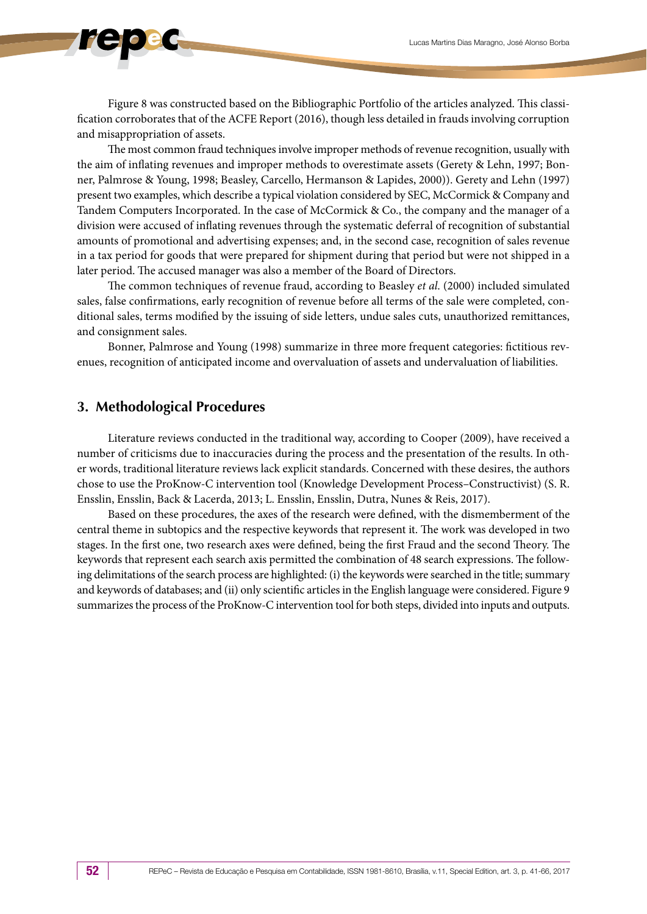Figure 8 was constructed based on the Bibliographic Portfolio of the articles analyzed. This classification corroborates that of the ACFE Report (2016), though less detailed in frauds involving corruption and misappropriation of assets.

The most common fraud techniques involve improper methods of revenue recognition, usually with the aim of inflating revenues and improper methods to overestimate assets (Gerety & Lehn, 1997; Bonner, Palmrose & Young, 1998; Beasley, Carcello, Hermanson & Lapides, 2000)). Gerety and Lehn (1997) present two examples, which describe a typical violation considered by SEC, McCormick & Company and Tandem Computers Incorporated. In the case of McCormick & Co., the company and the manager of a division were accused of inflating revenues through the systematic deferral of recognition of substantial amounts of promotional and advertising expenses; and, in the second case, recognition of sales revenue in a tax period for goods that were prepared for shipment during that period but were not shipped in a later period. The accused manager was also a member of the Board of Directors.

The common techniques of revenue fraud, according to Beasley *et al.* (2000) included simulated sales, false confirmations, early recognition of revenue before all terms of the sale were completed, conditional sales, terms modified by the issuing of side letters, undue sales cuts, unauthorized remittances, and consignment sales.

Bonner, Palmrose and Young (1998) summarize in three more frequent categories: fictitious revenues, recognition of anticipated income and overvaluation of assets and undervaluation of liabilities.

## 3. Methodological Procedures

Literature reviews conducted in the traditional way, according to Cooper (2009), have received a number of criticisms due to inaccuracies during the process and the presentation of the results. In other words, traditional literature reviews lack explicit standards. Concerned with these desires, the authors chose to use the ProKnow-C intervention tool (Knowledge Development Process–Constructivist) (S. R. Ensslin, Ensslin, Back & Lacerda, 2013; L. Ensslin, Ensslin, Dutra, Nunes & Reis, 2017).

Based on these procedures, the axes of the research were defined, with the dismemberment of the central theme in subtopics and the respective keywords that represent it. The work was developed in two stages. In the first one, two research axes were defined, being the first Fraud and the second Theory. The keywords that represent each search axis permitted the combination of 48 search expressions. The following delimitations of the search process are highlighted: (i) the keywords were searched in the title; summary and keywords of databases; and (ii) only scientific articles in the English language were considered. Figure 9 summarizes the process of the ProKnow-C intervention tool for both steps, divided into inputs and outputs.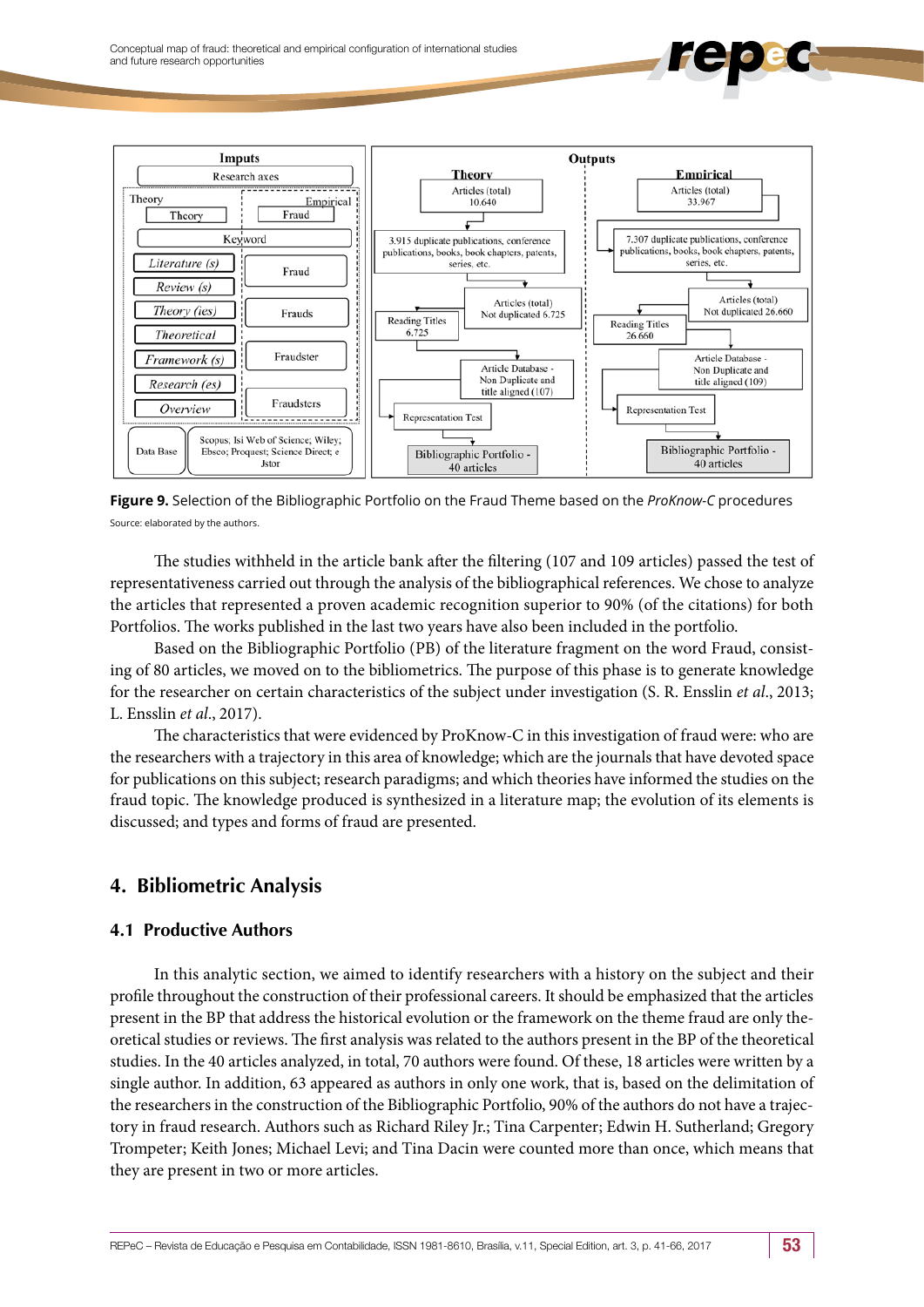**Figure 9.** Selection of the Bibliographic Portfolio on the Fraud Theme based on the *ProKnow-C* procedures

Source: elaborated by the authors.

The studies withheld in the article bank after the filtering (107 and 109 articles) passed the test of representativeness carried out through the analysis of the bibliographical references. We chose to analyze the articles that represented a proven academic recognition superior to 90% (of the citations) for both Portfolios. The works published in the last two years have also been included in the portfolio.

Based on the Bibliographic Portfolio (PB) of the literature fragment on the word Fraud, consisting of 80 articles, we moved on to the bibliometrics. The purpose of this phase is to generate knowledge for the researcher on certain characteristics of the subject under investigation (S. R. Ensslin *et al*., 2013; L. Ensslin *et al*., 2017).

The characteristics that were evidenced by ProKnow-C in this investigation of fraud were: who are the researchers with a trajectory in this area of knowledge; which are the journals that have devoted space for publications on this subject; research paradigms; and which theories have informed the studies on the fraud topic. The knowledge produced is synthesized in a literature map; the evolution of its elements is discussed; and types and forms of fraud are presented.

## 4. Bibliometric Analysis

### 4.1 Productive Authors

In this analytic section, we aimed to identify researchers with a history on the subject and their profile throughout the construction of their professional careers. It should be emphasized that the articles present in the BP that address the historical evolution or the framework on the theme fraud are only theoretical studies or reviews. The first analysis was related to the authors present in the BP of the theoretical studies. In the 40 articles analyzed, in total, 70 authors were found. Of these, 18 articles were written by a single author. In addition, 63 appeared as authors in only one work, that is, based on the delimitation of the researchers in the construction of the Bibliographic Portfolio, 90% of the authors do not have a trajectory in fraud research. Authors such as Richard Riley Jr.; Tina Carpenter; Edwin H. Sutherland; Gregory Trompeter; Keith Jones; Michael Levi; and Tina Dacin were counted more than once, which means that they are present in two or more articles.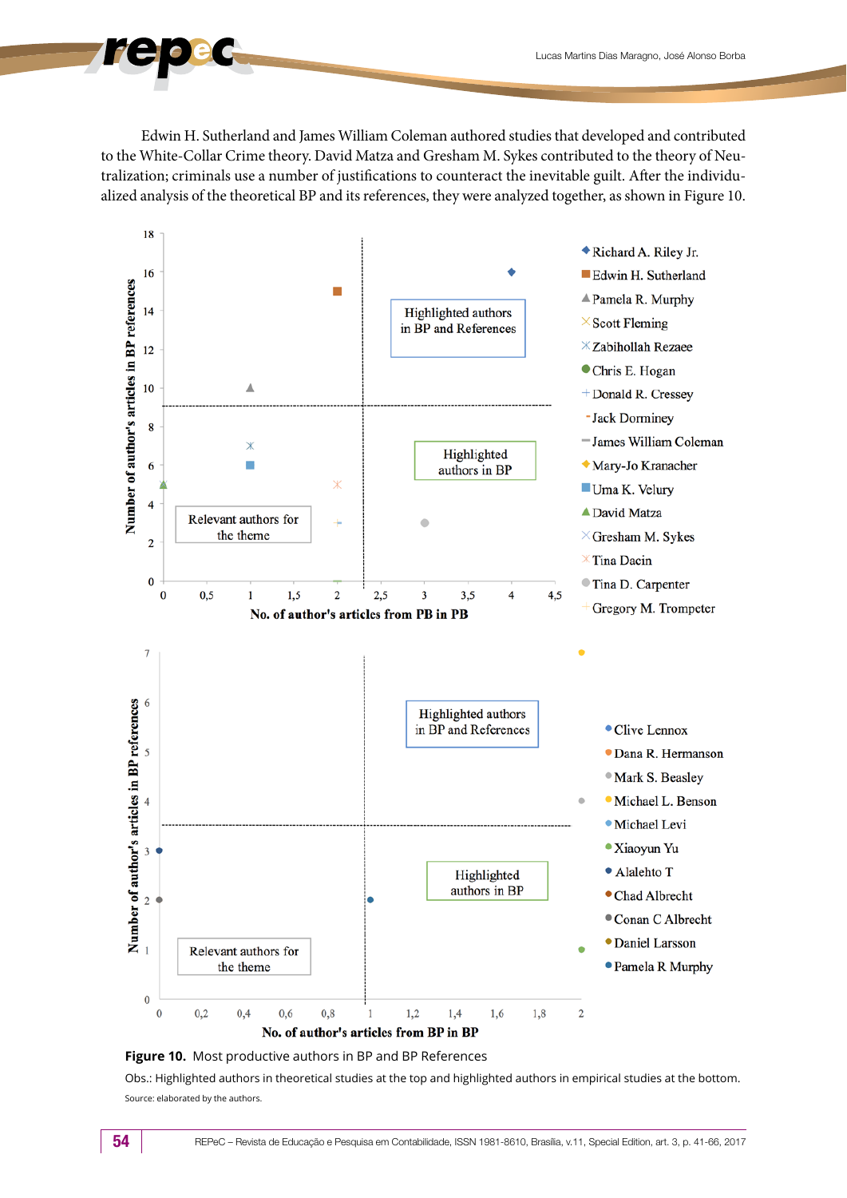Edwin H. Sutherland and James William Coleman authored studies that developed and contributed to the White-Collar Crime theory. David Matza and Gresham M. Sykes contributed to the theory of Neutralization; criminals use a number of justifications to counteract the inevitable guilt. After the individualized analysis of the theoretical BP and its references, they were analyzed together, as shown in Figure 10.

**Figure 10.** Most productive authors in BP and BP References

Obs.: Highlighted authors in theoretical studies at the top and highlighted authors in empirical studies at the bottom.

Source: elaborated by the authors.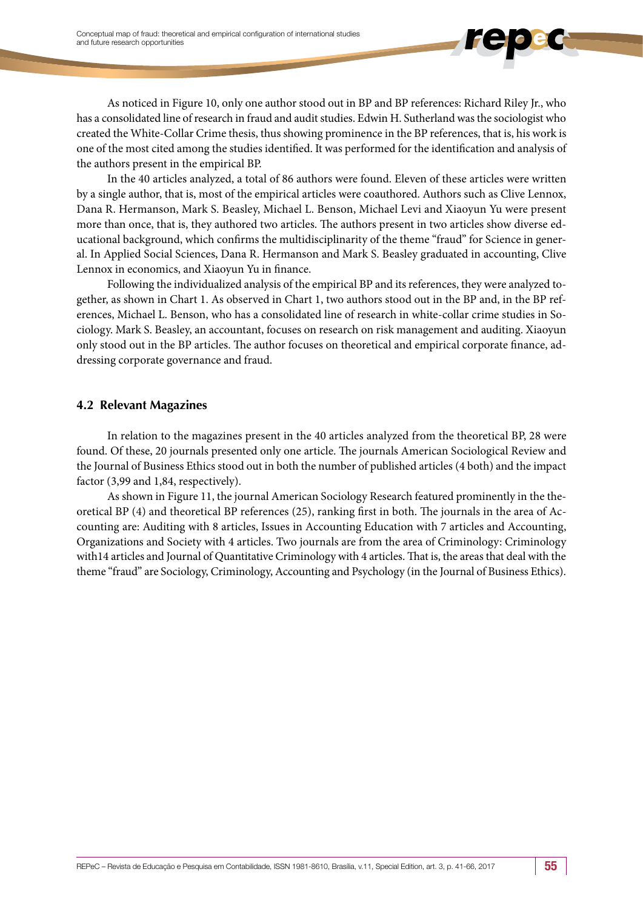As noticed in Figure 10, only one author stood out in BP and BP references: Richard Riley Jr., who has a consolidated line of research in fraud and audit studies. Edwin H. Sutherland was the sociologist who created the White-Collar Crime thesis, thus showing prominence in the BP references, that is, his work is one of the most cited among the studies identified. It was performed for the identification and analysis of the authors present in the empirical BP.

In the 40 articles analyzed, a total of 86 authors were found. Eleven of these articles were written by a single author, that is, most of the empirical articles were coauthored. Authors such as Clive Lennox, Dana R. Hermanson, Mark S. Beasley, Michael L. Benson, Michael Levi and Xiaoyun Yu were present more than once, that is, they authored two articles. The authors present in two articles show diverse educational background, which confirms the multidisciplinarity of the theme "fraud" for Science in general. In Applied Social Sciences, Dana R. Hermanson and Mark S. Beasley graduated in accounting, Clive Lennox in economics, and Xiaoyun Yu in finance.

Following the individualized analysis of the empirical BP and its references, they were analyzed together, as shown in Chart 1. As observed in Chart 1, two authors stood out in the BP and, in the BP references, Michael L. Benson, who has a consolidated line of research in white-collar crime studies in Sociology. Mark S. Beasley, an accountant, focuses on research on risk management and auditing. Xiaoyun only stood out in the BP articles. The author focuses on theoretical and empirical corporate finance, addressing corporate governance and fraud.

### 4.2 Relevant Magazines

In relation to the magazines present in the 40 articles analyzed from the theoretical BP, 28 were found. Of these, 20 journals presented only one article. The journals American Sociological Review and the Journal of Business Ethics stood out in both the number of published articles (4 both) and the impact factor (3,99 and 1,84, respectively).

As shown in Figure 11, the journal American Sociology Research featured prominently in the theoretical BP (4) and theoretical BP references (25), ranking first in both. The journals in the area of Accounting are: Auditing with 8 articles, Issues in Accounting Education with 7 articles and Accounting, Organizations and Society with 4 articles. Two journals are from the area of Criminology: Criminology with14 articles and Journal of Quantitative Criminology with 4 articles. That is, the areas that deal with the theme "fraud" are Sociology, Criminology, Accounting and Psychology (in the Journal of Business Ethics).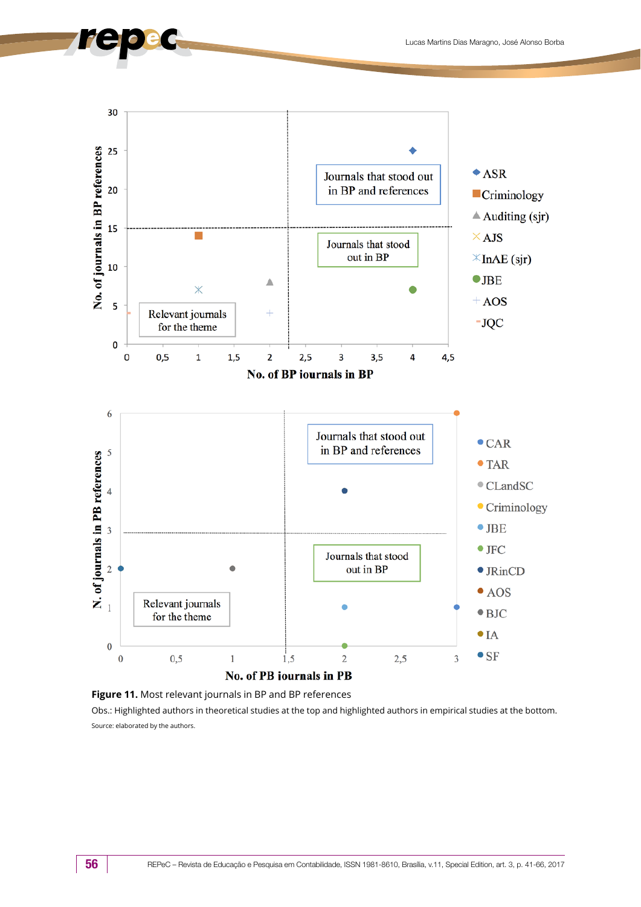**Figure 11.** Most relevant journals in BP and BP references

Obs.: Highlighted authors in theoretical studies at the top and highlighted authors in empirical studies at the bottom.

Source: elaborated by the authors.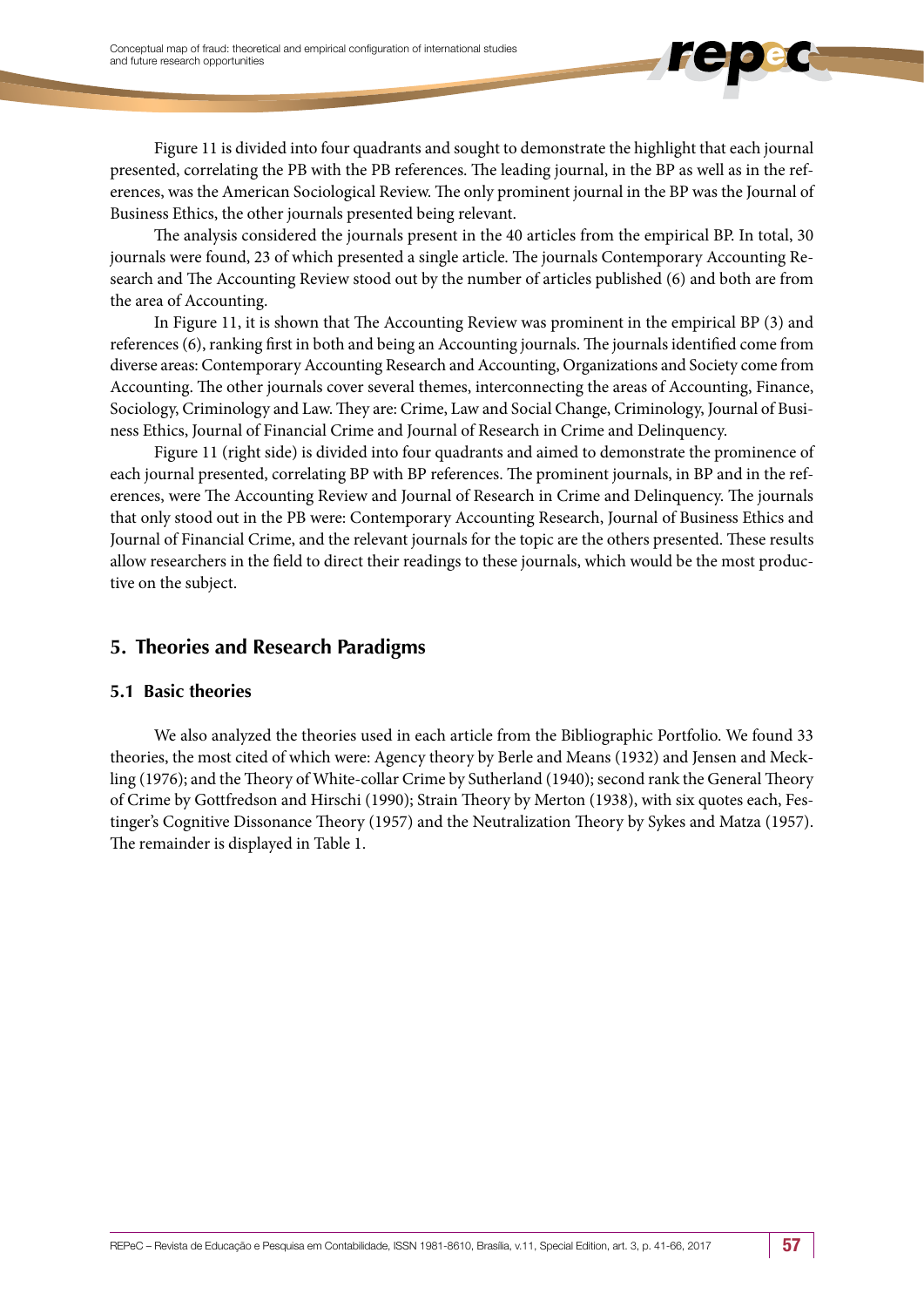Figure 11 is divided into four quadrants and sought to demonstrate the highlight that each journal presented, correlating the PB with the PB references. The leading journal, in the BP as well as in the references, was the American Sociological Review. The only prominent journal in the BP was the Journal of Business Ethics, the other journals presented being relevant.

The analysis considered the journals present in the 40 articles from the empirical BP. In total, 30 journals were found, 23 of which presented a single article. The journals Contemporary Accounting Research and The Accounting Review stood out by the number of articles published (6) and both are from the area of Accounting.

In Figure 11, it is shown that The Accounting Review was prominent in the empirical BP (3) and references (6), ranking first in both and being an Accounting journals. The journals identified come from diverse areas: Contemporary Accounting Research and Accounting, Organizations and Society come from Accounting. The other journals cover several themes, interconnecting the areas of Accounting, Finance, Sociology, Criminology and Law. They are: Crime, Law and Social Change, Criminology, Journal of Business Ethics, Journal of Financial Crime and Journal of Research in Crime and Delinquency.

Figure 11 (right side) is divided into four quadrants and aimed to demonstrate the prominence of each journal presented, correlating BP with BP references. The prominent journals, in BP and in the references, were The Accounting Review and Journal of Research in Crime and Delinquency. The journals that only stood out in the PB were: Contemporary Accounting Research, Journal of Business Ethics and Journal of Financial Crime, and the relevant journals for the topic are the others presented. These results allow researchers in the field to direct their readings to these journals, which would be the most productive on the subject.

## 5. Theories and Research Paradigms

### 5.1 Basic theories

We also analyzed the theories used in each article from the Bibliographic Portfolio. We found 33 theories, the most cited of which were: Agency theory by Berle and Means (1932) and Jensen and Meckling (1976); and the Theory of White-collar Crime by Sutherland (1940); second rank the General Theory of Crime by Gottfredson and Hirschi (1990); Strain Theory by Merton (1938), with six quotes each, Festinger's Cognitive Dissonance Theory (1957) and the Neutralization Theory by Sykes and Matza (1957). The remainder is displayed in Table 1.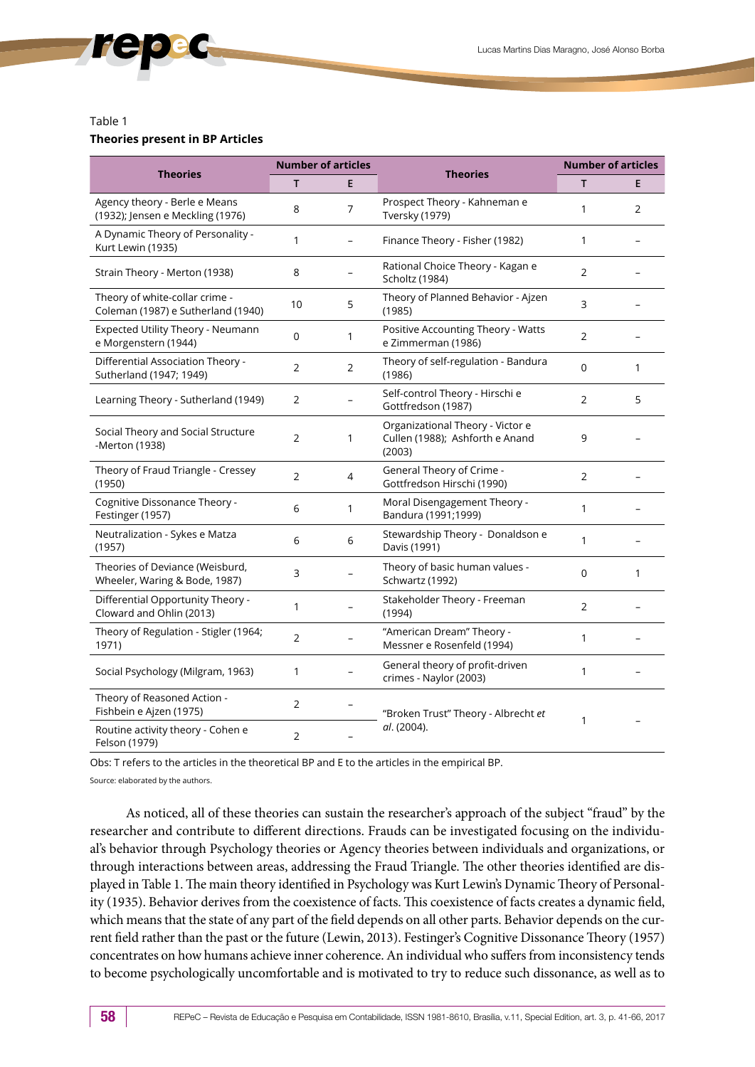Table 1

**Theories present in BP Articles**

| Theories | Number of articles | | Theories | Number of articles | |
|---|---|---|---|---|---|
| | T | E | | T | E |
| Agency theory - Berle e Means (1932); Jensen e Meckling (1976) | 8 | 7 | Prospect Theory - Kahneman e Tversky (1979) | 1 | 2 |
| A Dynamic Theory of Personality - Kurt Lewin (1935) | 1 | – | Finance Theory - Fisher (1982) | 1 | – |
| Strain Theory - Merton (1938) | 8 | – | Rational Choice Theory - Kagan e Scholtz (1984) | 2 | – |
| Theory of white-collar crime - Coleman (1987) e Sutherland (1940) | 10 | 5 | Theory of Planned Behavior - Ajzen (1985) | 3 | – |
| Expected Utility Theory - Neumann e Morgenstern (1944) | 0 | 1 | Positive Accounting Theory - Watts e Zimmerman (1986) | 2 | – |
| Differential Association Theory - Sutherland (1947; 1949) | 2 | 2 | Theory of self-regulation - Bandura (1986) | 0 | 1 |
| Learning Theory - Sutherland (1949) | 2 | – | Self-control Theory - Hirschi e Gottfredson (1987) | 2 | 5 |
| Social Theory and Social Structure -Merton (1938) | 2 | 1 | Organizational Theory - Victor e Cullen (1988); Ashforth e Anand (2003) | 9 | – |
| Theory of Fraud Triangle - Cressey (1950) | 2 | 4 | General Theory of Crime - Gottfredson Hirschi (1990) | 2 | – |
| Cognitive Dissonance Theory - Festinger (1957) | 6 | 1 | Moral Disengagement Theory - Bandura (1991;1999) | 1 | – |
| Neutralization - Sykes e Matza (1957) | 6 | 6 | Stewardship Theory - Donaldson e Davis (1991) | 1 | – |
| Theories of Deviance (Weisburd, Wheeler, Waring & Bode, 1987) | 3 | – | Theory of basic human values - Schwartz (1992) | 0 | 1 |
| Differential Opportunity Theory - Cloward and Ohlin (2013) | 1 | – | Stakeholder Theory - Freeman (1994) | 2 | – |
| Theory of Regulation - Stigler (1964; 1971) | 2 | – | "American Dream" Theory - Messner e Rosenfeld (1994) | 1 | – |
| Social Psychology (Milgram, 1963) | 1 | – | General theory of profit-driven crimes - Naylor (2003) | 1 | – |
| Theory of Reasoned Action - Fishbein e Ajzen (1975) | 2 | – | "Broken Trust" Theory - Albrecht *et al*. (2004). | 1 | – |
| Routine activity theory - Cohen e Felson (1979) | 2 | – | | | |

Obs: T refers to the articles in the theoretical BP and E to the articles in the empirical BP.

Source: elaborated by the authors.

As noticed, all of these theories can sustain the researcher's approach of the subject "fraud" by the researcher and contribute to different directions. Frauds can be investigated focusing on the individual's behavior through Psychology theories or Agency theories between individuals and organizations, or through interactions between areas, addressing the Fraud Triangle. The other theories identified are displayed in Table 1. The main theory identified in Psychology was Kurt Lewin's Dynamic Theory of Personality (1935). Behavior derives from the coexistence of facts. This coexistence of facts creates a dynamic field, which means that the state of any part of the field depends on all other parts. Behavior depends on the current field rather than the past or the future (Lewin, 2013). Festinger's Cognitive Dissonance Theory (1957) concentrates on how humans achieve inner coherence. An individual who suffers from inconsistency tends to become psychologically uncomfortable and is motivated to try to reduce such dissonance, as well as to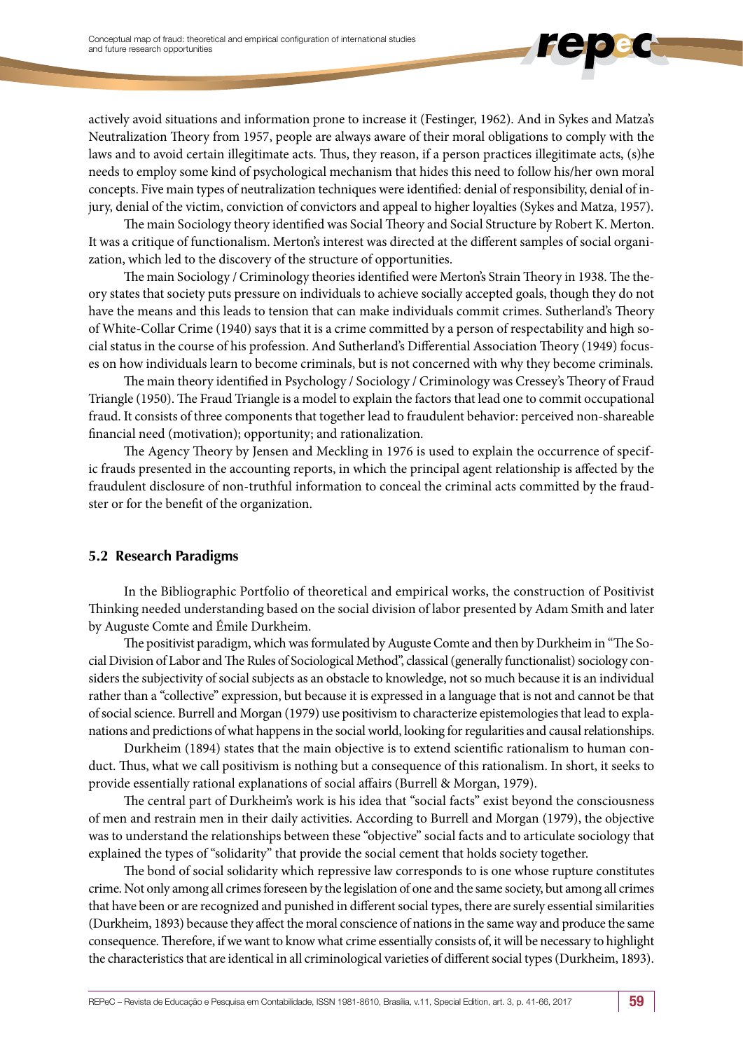actively avoid situations and information prone to increase it (Festinger, 1962). And in Sykes and Matza's Neutralization Theory from 1957, people are always aware of their moral obligations to comply with the laws and to avoid certain illegitimate acts. Thus, they reason, if a person practices illegitimate acts, (s)he needs to employ some kind of psychological mechanism that hides this need to follow his/her own moral concepts. Five main types of neutralization techniques were identified: denial of responsibility, denial of injury, denial of the victim, conviction of convictors and appeal to higher loyalties (Sykes and Matza, 1957).

The main Sociology theory identified was Social Theory and Social Structure by Robert K. Merton. It was a critique of functionalism. Merton's interest was directed at the different samples of social organization, which led to the discovery of the structure of opportunities.

The main Sociology / Criminology theories identified were Merton's Strain Theory in 1938. The theory states that society puts pressure on individuals to achieve socially accepted goals, though they do not have the means and this leads to tension that can make individuals commit crimes. Sutherland's Theory of White-Collar Crime (1940) says that it is a crime committed by a person of respectability and high social status in the course of his profession. And Sutherland's Differential Association Theory (1949) focuses on how individuals learn to become criminals, but is not concerned with why they become criminals.

The main theory identified in Psychology / Sociology / Criminology was Cressey's Theory of Fraud Triangle (1950). The Fraud Triangle is a model to explain the factors that lead one to commit occupational fraud. It consists of three components that together lead to fraudulent behavior: perceived non-shareable financial need (motivation); opportunity; and rationalization.

The Agency Theory by Jensen and Meckling in 1976 is used to explain the occurrence of specific frauds presented in the accounting reports, in which the principal agent relationship is affected by the fraudulent disclosure of non-truthful information to conceal the criminal acts committed by the fraudster or for the benefit of the organization.

### 5.2 Research Paradigms

In the Bibliographic Portfolio of theoretical and empirical works, the construction of Positivist Thinking needed understanding based on the social division of labor presented by Adam Smith and later by Auguste Comte and Émile Durkheim.

The positivist paradigm, which was formulated by Auguste Comte and then by Durkheim in "The Social Division of Labor and The Rules of Sociological Method", classical (generally functionalist) sociology considers the subjectivity of social subjects as an obstacle to knowledge, not so much because it is an individual rather than a "collective" expression, but because it is expressed in a language that is not and cannot be that of social science. Burrell and Morgan (1979) use positivism to characterize epistemologies that lead to explanations and predictions of what happens in the social world, looking for regularities and causal relationships.

Durkheim (1894) states that the main objective is to extend scientific rationalism to human conduct. Thus, what we call positivism is nothing but a consequence of this rationalism. In short, it seeks to provide essentially rational explanations of social affairs (Burrell & Morgan, 1979).

The central part of Durkheim's work is his idea that "social facts" exist beyond the consciousness of men and restrain men in their daily activities. According to Burrell and Morgan (1979), the objective was to understand the relationships between these "objective" social facts and to articulate sociology that explained the types of "solidarity" that provide the social cement that holds society together.

The bond of social solidarity which repressive law corresponds to is one whose rupture constitutes crime. Not only among all crimes foreseen by the legislation of one and the same society, but among all crimes that have been or are recognized and punished in different social types, there are surely essential similarities (Durkheim, 1893) because they affect the moral conscience of nations in the same way and produce the same consequence. Therefore, if we want to know what crime essentially consists of, it will be necessary to highlight the characteristics that are identical in all criminological varieties of different social types (Durkheim, 1893).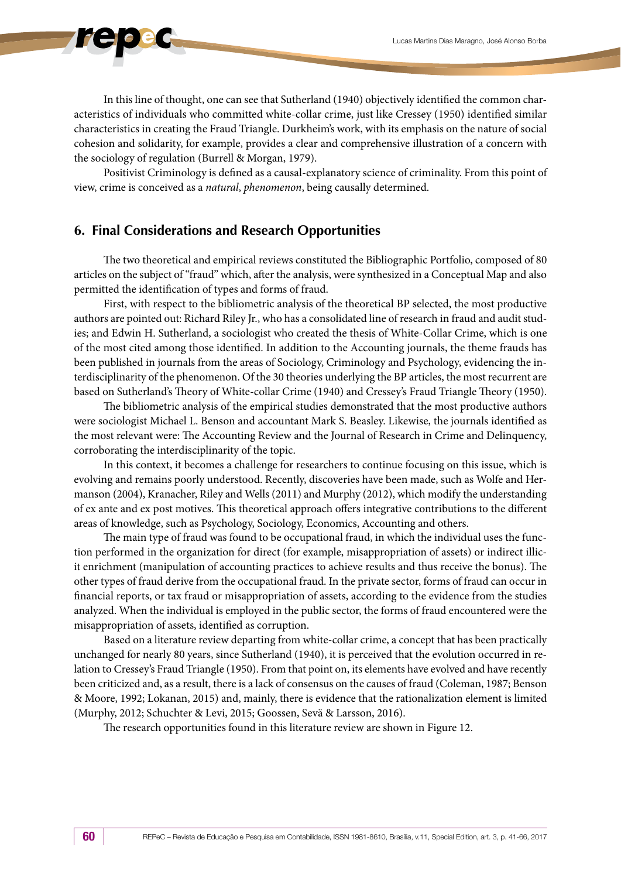In this line of thought, one can see that Sutherland (1940) objectively identified the common characteristics of individuals who committed white-collar crime, just like Cressey (1950) identified similar characteristics in creating the Fraud Triangle. Durkheim's work, with its emphasis on the nature of social cohesion and solidarity, for example, provides a clear and comprehensive illustration of a concern with the sociology of regulation (Burrell & Morgan, 1979).

Positivist Criminology is defined as a causal-explanatory science of criminality. From this point of view, crime is conceived as a *natural*, *phenomenon*, being causally determined.

## 6. Final Considerations and Research Opportunities

The two theoretical and empirical reviews constituted the Bibliographic Portfolio, composed of 80 articles on the subject of "fraud" which, after the analysis, were synthesized in a Conceptual Map and also permitted the identification of types and forms of fraud.

First, with respect to the bibliometric analysis of the theoretical BP selected, the most productive authors are pointed out: Richard Riley Jr., who has a consolidated line of research in fraud and audit studies; and Edwin H. Sutherland, a sociologist who created the thesis of White-Collar Crime, which is one of the most cited among those identified. In addition to the Accounting journals, the theme frauds has been published in journals from the areas of Sociology, Criminology and Psychology, evidencing the interdisciplinarity of the phenomenon. Of the 30 theories underlying the BP articles, the most recurrent are based on Sutherland's Theory of White-collar Crime (1940) and Cressey's Fraud Triangle Theory (1950).

The bibliometric analysis of the empirical studies demonstrated that the most productive authors were sociologist Michael L. Benson and accountant Mark S. Beasley. Likewise, the journals identified as the most relevant were: The Accounting Review and the Journal of Research in Crime and Delinquency, corroborating the interdisciplinarity of the topic.

In this context, it becomes a challenge for researchers to continue focusing on this issue, which is evolving and remains poorly understood. Recently, discoveries have been made, such as Wolfe and Hermanson (2004), Kranacher, Riley and Wells (2011) and Murphy (2012), which modify the understanding of ex ante and ex post motives. This theoretical approach offers integrative contributions to the different areas of knowledge, such as Psychology, Sociology, Economics, Accounting and others.

The main type of fraud was found to be occupational fraud, in which the individual uses the function performed in the organization for direct (for example, misappropriation of assets) or indirect illicit enrichment (manipulation of accounting practices to achieve results and thus receive the bonus). The other types of fraud derive from the occupational fraud. In the private sector, forms of fraud can occur in financial reports, or tax fraud or misappropriation of assets, according to the evidence from the studies analyzed. When the individual is employed in the public sector, the forms of fraud encountered were the misappropriation of assets, identified as corruption.

Based on a literature review departing from white-collar crime, a concept that has been practically unchanged for nearly 80 years, since Sutherland (1940), it is perceived that the evolution occurred in relation to Cressey's Fraud Triangle (1950). From that point on, its elements have evolved and have recently been criticized and, as a result, there is a lack of consensus on the causes of fraud (Coleman, 1987; Benson & Moore, 1992; Lokanan, 2015) and, mainly, there is evidence that the rationalization element is limited (Murphy, 2012; Schuchter & Levi, 2015; Goossen, Sevä & Larsson, 2016).

The research opportunities found in this literature review are shown in Figure 12.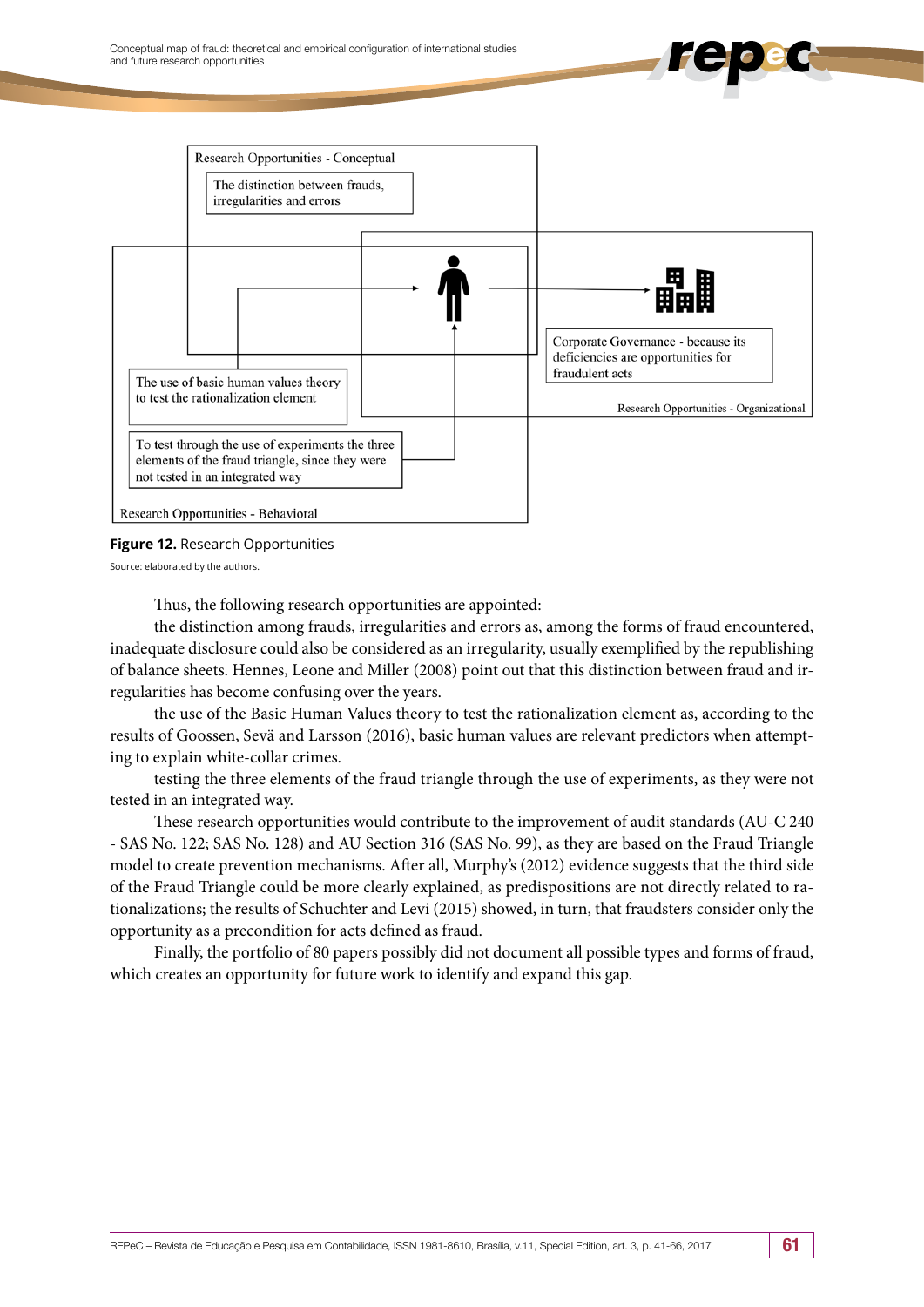Research Opportunities - Conceptual

The distinction between frauds, irregularities and errors

Corporate Governance - because its deficiencies are opportunities for fraudulent acts

Research Opportunities - Organizational

The use of basic human values theory to test the rationalization element

To test through the use of experiments the three elements of the fraud triangle, since they were not tested in an integrated way

Research Opportunities - Behavioral

**Figure 12.** Research Opportunities

Source: elaborated by the authors.

Thus, the following research opportunities are appointed:

the distinction among frauds, irregularities and errors as, among the forms of fraud encountered, inadequate disclosure could also be considered as an irregularity, usually exemplified by the republishing of balance sheets. Hennes, Leone and Miller (2008) point out that this distinction between fraud and irregularities has become confusing over the years.

the use of the Basic Human Values theory to test the rationalization element as, according to the results of Goossen, Sevä and Larsson (2016), basic human values are relevant predictors when attempting to explain white-collar crimes.

testing the three elements of the fraud triangle through the use of experiments, as they were not tested in an integrated way.

These research opportunities would contribute to the improvement of audit standards (AU-C 240 - SAS No. 122; SAS No. 128) and AU Section 316 (SAS No. 99), as they are based on the Fraud Triangle model to create prevention mechanisms. After all, Murphy's (2012) evidence suggests that the third side of the Fraud Triangle could be more clearly explained, as predispositions are not directly related to rationalizations; the results of Schuchter and Levi (2015) showed, in turn, that fraudsters consider only the opportunity as a precondition for acts defined as fraud.

Finally, the portfolio of 80 papers possibly did not document all possible types and forms of fraud, which creates an opportunity for future work to identify and expand this gap.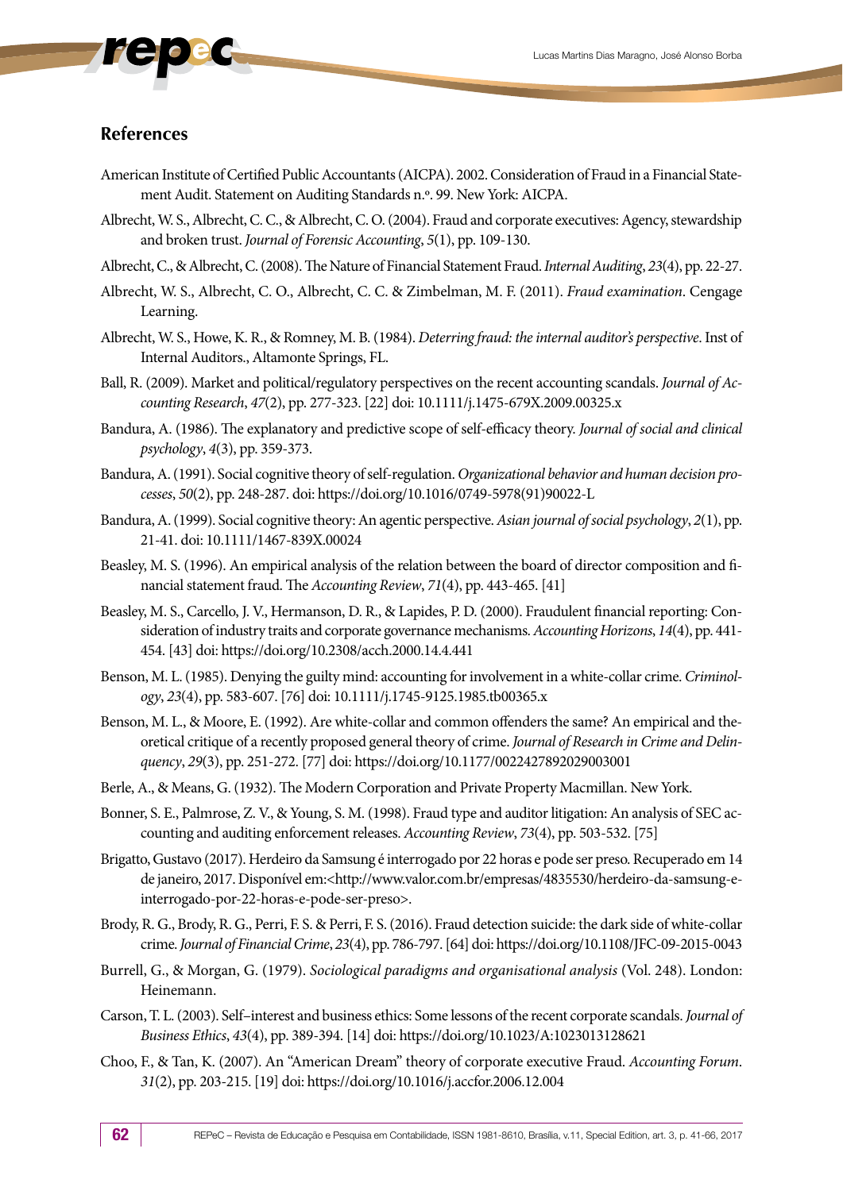## References

American Institute of Certified Public Accountants (AICPA). 2002. Consideration of Fraud in a Financial Statement Audit. Statement on Auditing Standards n.º. 99. New York: AICPA.

Albrecht, W. S., Albrecht, C. C., & Albrecht, C. O. (2004). Fraud and corporate executives: Agency, stewardship and broken trust. *Journal of Forensic Accounting*, *5*(1), pp. 109-130.

Albrecht, C., & Albrecht, C. (2008). The Nature of Financial Statement Fraud. *Internal Auditing*, *23*(4), pp. 22-27.

Albrecht, W. S., Albrecht, C. O., Albrecht, C. C. & Zimbelman, M. F. (2011). *Fraud examination*. Cengage Learning.

Albrecht, W. S., Howe, K. R., & Romney, M. B. (1984). *Deterring fraud: the internal auditor's perspective*. Inst of Internal Auditors., Altamonte Springs, FL.

Ball, R. (2009). Market and political/regulatory perspectives on the recent accounting scandals. *Journal of Accounting Research*, *47*(2), pp. 277-323. [22] doi: 10.1111/j.1475-679X.2009.00325.x

Bandura, A. (1986). The explanatory and predictive scope of self-efficacy theory. *Journal of social and clinical psychology*, *4*(3), pp. 359-373.

Bandura, A. (1991). Social cognitive theory of self-regulation. *Organizational behavior and human decision processes*, *50*(2), pp. 248-287. doi: https://doi.org/10.1016/0749-5978(91)90022-L

Bandura, A. (1999). Social cognitive theory: An agentic perspective. *Asian journal of social psychology*, *2*(1), pp. 21-41. doi: 10.1111/1467-839X.00024

Beasley, M. S. (1996). An empirical analysis of the relation between the board of director composition and financial statement fraud. The *Accounting Review*, *71*(4), pp. 443-465. [41]

Beasley, M. S., Carcello, J. V., Hermanson, D. R., & Lapides, P. D. (2000). Fraudulent financial reporting: Consideration of industry traits and corporate governance mechanisms. *Accounting Horizons*, *14*(4), pp. 441-454. [43] doi: https://doi.org/10.2308/acch.2000.14.4.441

Benson, M. L. (1985). Denying the guilty mind: accounting for involvement in a white-collar crime. *Criminology*, *23*(4), pp. 583-607. [76] doi: 10.1111/j.1745-9125.1985.tb00365.x

Benson, M. L., & Moore, E. (1992). Are white-collar and common offenders the same? An empirical and theoretical critique of a recently proposed general theory of crime. *Journal of Research in Crime and Delinquency*, *29*(3), pp. 251-272. [77] doi: https://doi.org/10.1177/0022427892029003001

Berle, A., & Means, G. (1932). The Modern Corporation and Private Property Macmillan. New York.

Bonner, S. E., Palmrose, Z. V., & Young, S. M. (1998). Fraud type and auditor litigation: An analysis of SEC accounting and auditing enforcement releases. *Accounting Review*, *73*(4), pp. 503-532. [75]

Brigatto, Gustavo (2017). Herdeiro da Samsung é interrogado por 22 horas e pode ser preso. Recuperado em 14 de janeiro, 2017. Disponível em:<http://www.valor.com.br/empresas/4835530/herdeiro-da-samsung-e-interrogado-por-22-horas-e-pode-ser-preso>.

Brody, R. G., Brody, R. G., Perri, F. S. & Perri, F. S. (2016). Fraud detection suicide: the dark side of white-collar crime. *Journal of Financial Crime*, *23*(4), pp. 786-797. [64] doi: https://doi.org/10.1108/JFC-09-2015-0043

Burrell, G., & Morgan, G. (1979). *Sociological paradigms and organisational analysis* (Vol. 248). London: Heinemann.

Carson, T. L. (2003). Self–interest and business ethics: Some lessons of the recent corporate scandals. *Journal of Business Ethics*, *43*(4), pp. 389-394. [14] doi: https://doi.org/10.1023/A:1023013128621

Choo, F., & Tan, K. (2007). An "American Dream" theory of corporate executive Fraud. *Accounting Forum*. *31*(2), pp. 203-215. [19] doi: https://doi.org/10.1016/j.accfor.2006.12.004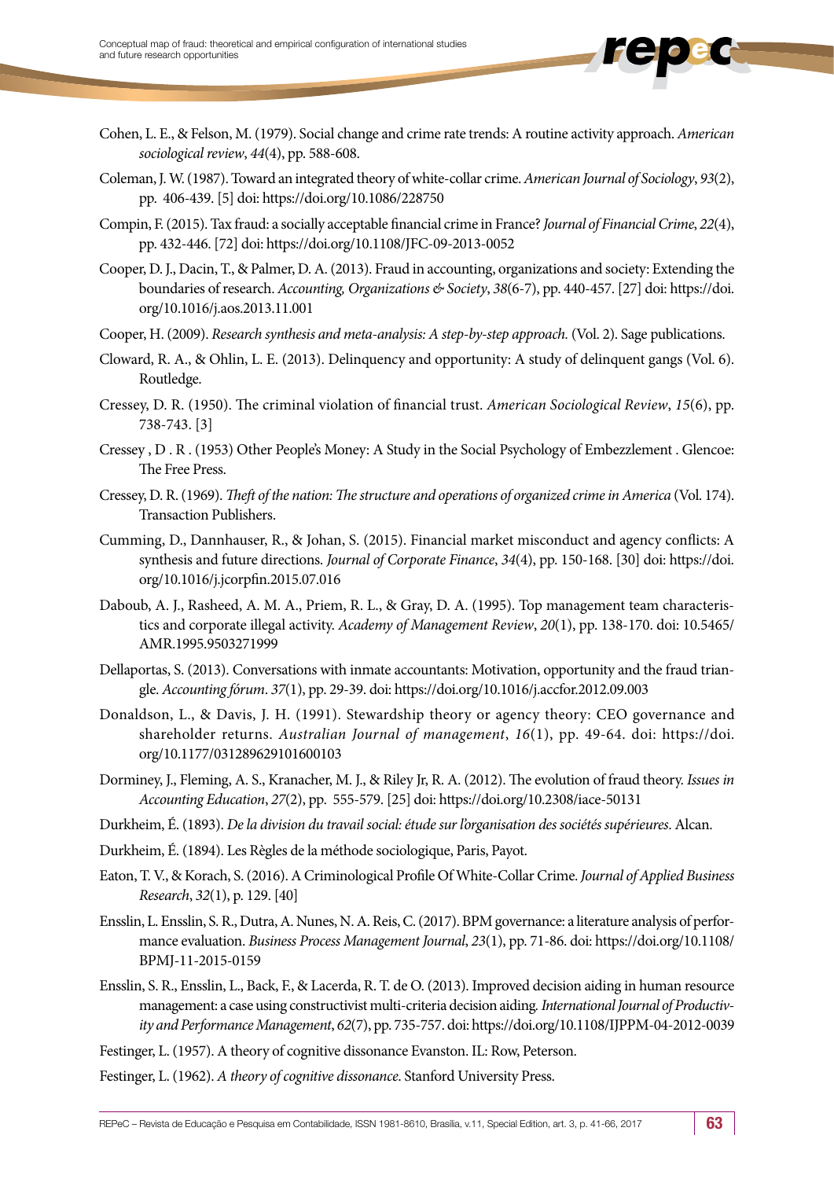Cohen, L. E., & Felson, M. (1979). Social change and crime rate trends: A routine activity approach. *American sociological review*, *44*(4), pp. 588-608.

Coleman, J. W. (1987). Toward an integrated theory of white-collar crime. *American Journal of Sociology*, *93*(2), pp. 406-439. [5] doi: https://doi.org/10.1086/228750

Compin, F. (2015). Tax fraud: a socially acceptable financial crime in France? *Journal of Financial Crime*, *22*(4), pp. 432-446. [72] doi: https://doi.org/10.1108/JFC-09-2013-0052

Cooper, D. J., Dacin, T., & Palmer, D. A. (2013). Fraud in accounting, organizations and society: Extending the boundaries of research. *Accounting, Organizations & Society*, *38*(6-7), pp. 440-457. [27] doi: https://doi.org/10.1016/j.aos.2013.11.001

Cooper, H. (2009). *Research synthesis and meta-analysis: A step-by-step approach.* (Vol. 2). Sage publications.

Cloward, R. A., & Ohlin, L. E. (2013). Delinquency and opportunity: A study of delinquent gangs (Vol. 6). Routledge.

Cressey, D. R. (1950). The criminal violation of financial trust. *American Sociological Review*, *15*(6), pp. 738-743. [3]

Cressey , D . R . (1953) Other People's Money: A Study in the Social Psychology of Embezzlement . Glencoe: The Free Press.

Cressey, D. R. (1969). *Theft of the nation: The structure and operations of organized crime in America* (Vol. 174). Transaction Publishers.

Cumming, D., Dannhauser, R., & Johan, S. (2015). Financial market misconduct and agency conflicts: A synthesis and future directions. *Journal of Corporate Finance*, *34*(4), pp. 150-168. [30] doi: https://doi.org/10.1016/j.jcorpfin.2015.07.016

Daboub, A. J., Rasheed, A. M. A., Priem, R. L., & Gray, D. A. (1995). Top management team characteristics and corporate illegal activity. *Academy of Management Review*, *20*(1), pp. 138-170. doi: 10.5465/AMR.1995.9503271999

Dellaportas, S. (2013). Conversations with inmate accountants: Motivation, opportunity and the fraud triangle. *Accounting fórum*. *37*(1), pp. 29-39. doi: https://doi.org/10.1016/j.accfor.2012.09.003

Donaldson, L., & Davis, J. H. (1991). Stewardship theory or agency theory: CEO governance and shareholder returns. *Australian Journal of management*, *16*(1), pp. 49-64. doi: https://doi.org/10.1177/031289629101600103

Dorminey, J., Fleming, A. S., Kranacher, M. J., & Riley Jr, R. A. (2012). The evolution of fraud theory. *Issues in Accounting Education*, *27*(2), pp. 555-579. [25] doi: https://doi.org/10.2308/iace-50131

Durkheim, É. (1893). *De la division du travail social: étude sur l'organisation des sociétés supérieures*. Alcan.

Durkheim, É. (1894). Les Règles de la méthode sociologique, Paris, Payot.

Eaton, T. V., & Korach, S. (2016). A Criminological Profile Of White-Collar Crime. *Journal of Applied Business Research*, *32*(1), p. 129. [40]

Ensslin, L. Ensslin, S. R., Dutra, A. Nunes, N. A. Reis, C. (2017). BPM governance: a literature analysis of performance evaluation. *Business Process Management Journal*, *23*(1), pp. 71-86. doi: https://doi.org/10.1108/BPMJ-11-2015-0159

Ensslin, S. R., Ensslin, L., Back, F., & Lacerda, R. T. de O. (2013). Improved decision aiding in human resource management: a case using constructivist multi-criteria decision aiding. *International Journal of Productivity and Performance Management*, *62*(7), pp. 735-757. doi: https://doi.org/10.1108/IJPPM-04-2012-0039

Festinger, L. (1957). A theory of cognitive dissonance Evanston. IL: Row, Peterson.

Festinger, L. (1962). *A theory of cognitive dissonance*. Stanford University Press.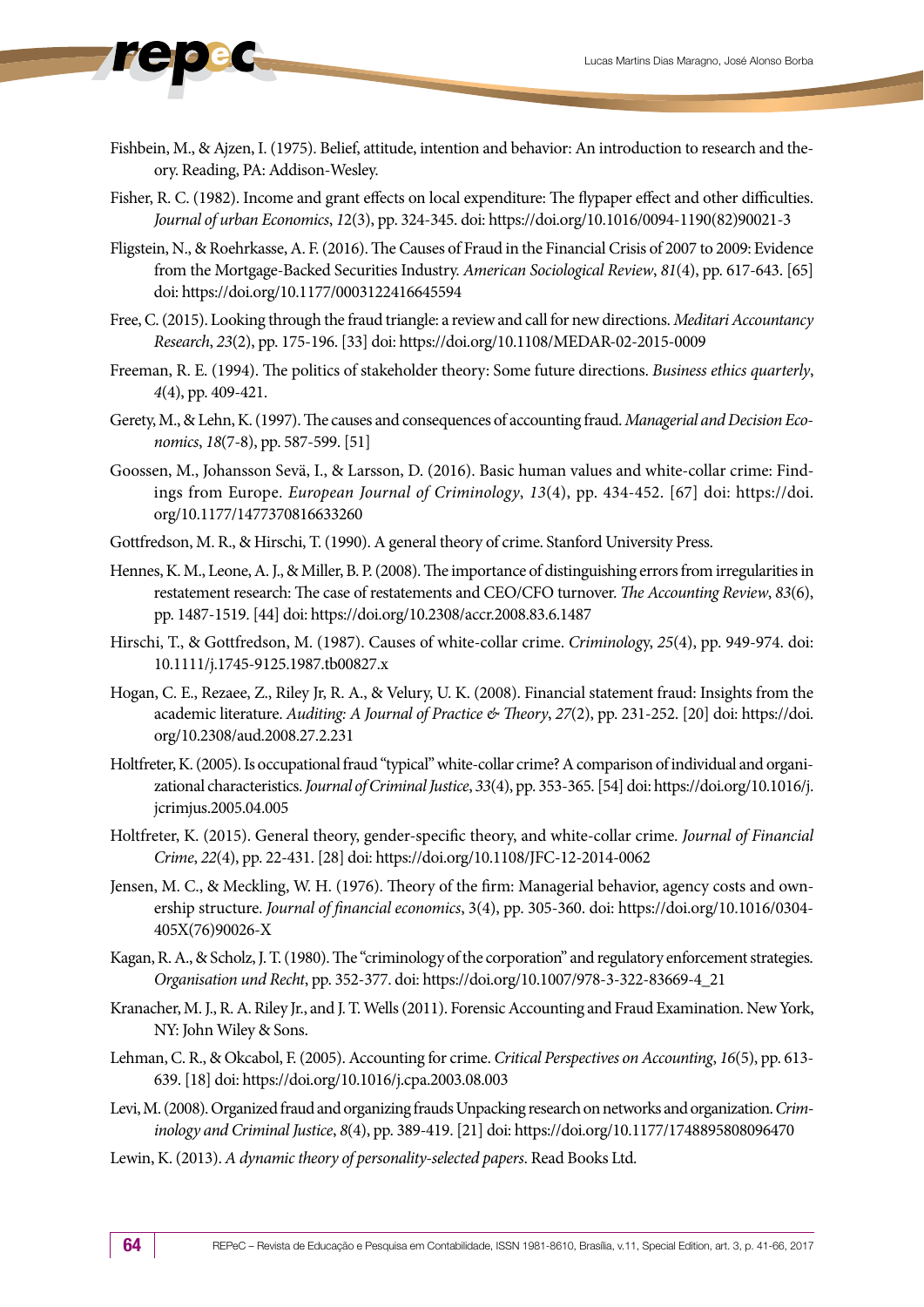Fishbein, M., & Ajzen, I. (1975). Belief, attitude, intention and behavior: An introduction to research and theory. Reading, PA: Addison-Wesley.

Fisher, R. C. (1982). Income and grant effects on local expenditure: The flypaper effect and other difficulties. *Journal of urban Economics*, *12*(3), pp. 324-345. doi: https://doi.org/10.1016/0094-1190(82)90021-3

Fligstein, N., & Roehrkasse, A. F. (2016). The Causes of Fraud in the Financial Crisis of 2007 to 2009: Evidence from the Mortgage-Backed Securities Industry. *American Sociological Review*, *81*(4), pp. 617-643. [65] doi: https://doi.org/10.1177/0003122416645594

Free, C. (2015). Looking through the fraud triangle: a review and call for new directions. *Meditari Accountancy Research*, *23*(2), pp. 175-196. [33] doi: https://doi.org/10.1108/MEDAR-02-2015-0009

Freeman, R. E. (1994). The politics of stakeholder theory: Some future directions. *Business ethics quarterly*, *4*(4), pp. 409-421.

Gerety, M., & Lehn, K. (1997). The causes and consequences of accounting fraud. *Managerial and Decision Economics*, *18*(7-8), pp. 587-599. [51]

Goossen, M., Johansson Sevä, I., & Larsson, D. (2016). Basic human values and white-collar crime: Findings from Europe. *European Journal of Criminology*, *13*(4), pp. 434-452. [67] doi: https://doi.org/10.1177/1477370816633260

Gottfredson, M. R., & Hirschi, T. (1990). A general theory of crime. Stanford University Press.

Hennes, K. M., Leone, A. J., & Miller, B. P. (2008). The importance of distinguishing errors from irregularities in restatement research: The case of restatements and CEO/CFO turnover. *The Accounting Review*, *83*(6), pp. 1487-1519. [44] doi: https://doi.org/10.2308/accr.2008.83.6.1487

Hirschi, T., & Gottfredson, M. (1987). Causes of white-collar crime. *Criminology*, *25*(4), pp. 949-974. doi: 10.1111/j.1745-9125.1987.tb00827.x

Hogan, C. E., Rezaee, Z., Riley Jr, R. A., & Velury, U. K. (2008). Financial statement fraud: Insights from the academic literature. *Auditing: A Journal of Practice & Theory*, *27*(2), pp. 231-252. [20] doi: https://doi.org/10.2308/aud.2008.27.2.231

Holtfreter, K. (2005). Is occupational fraud "typical" white-collar crime? A comparison of individual and organizational characteristics. *Journal of Criminal Justice*, *33*(4), pp. 353-365. [54] doi: https://doi.org/10.1016/j.jcrimjus.2005.04.005

Holtfreter, K. (2015). General theory, gender-specific theory, and white-collar crime. *Journal of Financial Crime*, *22*(4), pp. 22-431. [28] doi: https://doi.org/10.1108/JFC-12-2014-0062

Jensen, M. C., & Meckling, W. H. (1976). Theory of the firm: Managerial behavior, agency costs and ownership structure. *Journal of financial economics*, 3(4), pp. 305-360. doi: https://doi.org/10.1016/0304-405X(76)90026-X

Kagan, R. A., & Scholz, J. T. (1980). The "criminology of the corporation" and regulatory enforcement strategies. *Organisation und Recht*, pp. 352-377. doi: https://doi.org/10.1007/978-3-322-83669-4_21

Kranacher, M. J., R. A. Riley Jr., and J. T. Wells (2011). Forensic Accounting and Fraud Examination. New York, NY: John Wiley & Sons.

Lehman, C. R., & Okcabol, F. (2005). Accounting for crime. *Critical Perspectives on Accounting*, *16*(5), pp. 613-639. [18] doi: https://doi.org/10.1016/j.cpa.2003.08.003

Levi, M. (2008). Organized fraud and organizing frauds Unpacking research on networks and organization. *Criminology and Criminal Justice*, *8*(4), pp. 389-419. [21] doi: https://doi.org/10.1177/1748895808096470

Lewin, K. (2013). *A dynamic theory of personality-selected papers*. Read Books Ltd.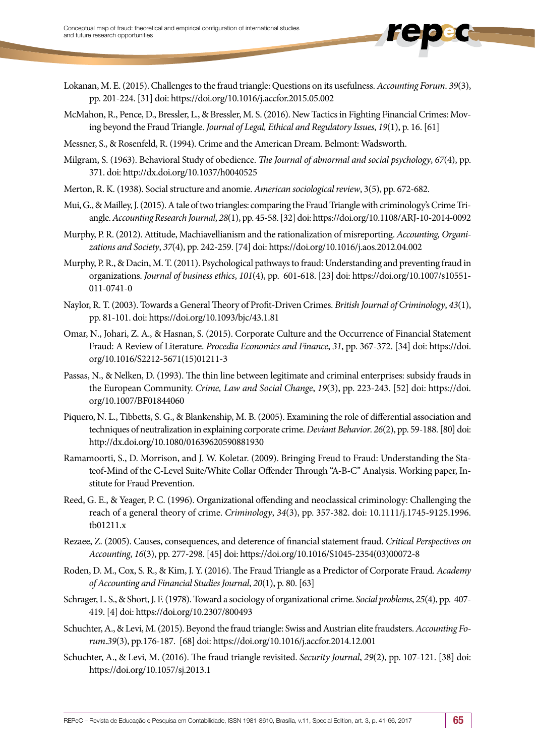Lokanan, M. E. (2015). Challenges to the fraud triangle: Questions on its usefulness. *Accounting Forum*. *39*(3), pp. 201-224. [31] doi: https://doi.org/10.1016/j.accfor.2015.05.002

McMahon, R., Pence, D., Bressler, L., & Bressler, M. S. (2016). New Tactics in Fighting Financial Crimes: Moving beyond the Fraud Triangle. *Journal of Legal, Ethical and Regulatory Issues*, *19*(1), p. 16. [61]

Messner, S., & Rosenfeld, R. (1994). Crime and the American Dream. Belmont: Wadsworth.

Milgram, S. (1963). Behavioral Study of obedience. *The Journal of abnormal and social psychology*, *67*(4), pp. 371. doi: http://dx.doi.org/10.1037/h0040525

Merton, R. K. (1938). Social structure and anomie. *American sociological review*, 3(5), pp. 672-682.

Mui, G., & Mailley, J. (2015). A tale of two triangles: comparing the Fraud Triangle with criminology's Crime Triangle. *Accounting Research Journal*, *28*(1), pp. 45-58. [32] doi: https://doi.org/10.1108/ARJ-10-2014-0092

Murphy, P. R. (2012). Attitude, Machiavellianism and the rationalization of misreporting. *Accounting, Organizations and Society*, *37*(4), pp. 242-259. [74] doi: https://doi.org/10.1016/j.aos.2012.04.002

Murphy, P. R., & Dacin, M. T. (2011). Psychological pathways to fraud: Understanding and preventing fraud in organizations. *Journal of business ethics*, *101*(4), pp. 601-618. [23] doi: https://doi.org/10.1007/s10551-011-0741-0

Naylor, R. T. (2003). Towards a General Theory of Profit-Driven Crimes. *British Journal of Criminology*, *43*(1), pp. 81-101. doi: https://doi.org/10.1093/bjc/43.1.81

Omar, N., Johari, Z. A., & Hasnan, S. (2015). Corporate Culture and the Occurrence of Financial Statement Fraud: A Review of Literature. *Procedia Economics and Finance*, *31*, pp. 367-372. [34] doi: https://doi.org/10.1016/S2212-5671(15)01211-3

Passas, N., & Nelken, D. (1993). The thin line between legitimate and criminal enterprises: subsidy frauds in the European Community. *Crime, Law and Social Change*, *19*(3), pp. 223-243. [52] doi: https://doi.org/10.1007/BF01844060

Piquero, N. L., Tibbetts, S. G., & Blankenship, M. B. (2005). Examining the role of differential association and techniques of neutralization in explaining corporate crime. *Deviant Behavior*. *26*(2), pp. 59-188. [80] doi: http://dx.doi.org/10.1080/01639620590881930

Ramamoorti, S., D. Morrison, and J. W. Koletar. (2009). Bringing Freud to Fraud: Understanding the Stateof-Mind of the C-Level Suite/White Collar Offender Through "A-B-C" Analysis. Working paper, Institute for Fraud Prevention.

Reed, G. E., & Yeager, P. C. (1996). Organizational offending and neoclassical criminology: Challenging the reach of a general theory of crime. *Criminology*, *34*(3), pp. 357-382. doi: 10.1111/j.1745-9125.1996.tb01211.x

Rezaee, Z. (2005). Causes, consequences, and deterence of financial statement fraud. *Critical Perspectives on Accounting*, *16*(3), pp. 277-298. [45] doi: https://doi.org/10.1016/S1045-2354(03)00072-8

Roden, D. M., Cox, S. R., & Kim, J. Y. (2016). The Fraud Triangle as a Predictor of Corporate Fraud. *Academy of Accounting and Financial Studies Journal*, *20*(1), p. 80. [63]

Schrager, L. S., & Short, J. F. (1978). Toward a sociology of organizational crime. *Social problems*, *25*(4), pp. 407-419. [4] doi: https://doi.org/10.2307/800493

Schuchter, A., & Levi, M. (2015). Beyond the fraud triangle: Swiss and Austrian elite fraudsters. *Accounting Forum*.*39*(3), pp.176-187. [68] doi: https://doi.org/10.1016/j.accfor.2014.12.001

Schuchter, A., & Levi, M. (2016). The fraud triangle revisited. *Security Journal*, *29*(2), pp. 107-121. [38] doi: https://doi.org/10.1057/sj.2013.1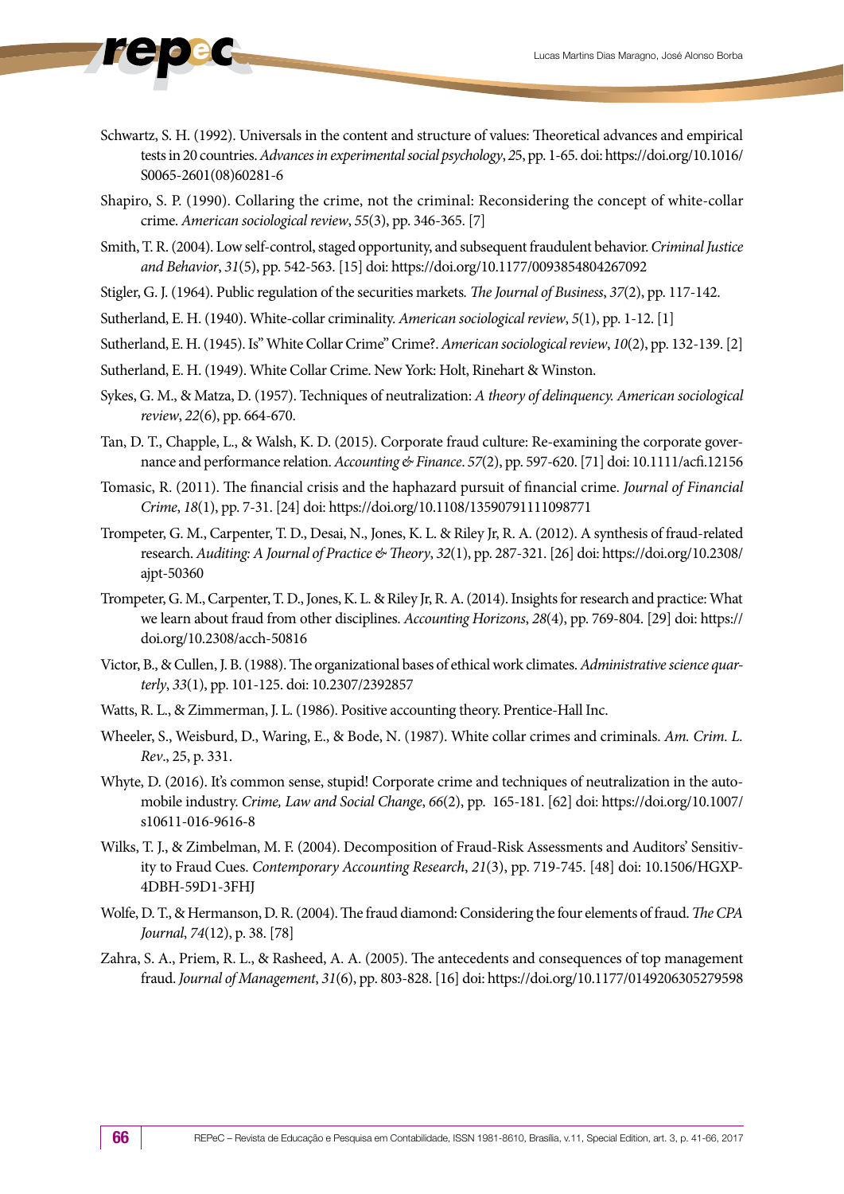Schwartz, S. H. (1992). Universals in the content and structure of values: Theoretical advances and empirical tests in 20 countries. *Advances in experimental social psychology*, *25*, pp. 1-65. doi: https://doi.org/10.1016/S0065-2601(08)60281-6

Shapiro, S. P. (1990). Collaring the crime, not the criminal: Reconsidering the concept of white-collar crime. *American sociological review*, *55*(3), pp. 346-365. [7]

Smith, T. R. (2004). Low self-control, staged opportunity, and subsequent fraudulent behavior. *Criminal Justice and Behavior*, *31*(5), pp. 542-563. [15] doi: https://doi.org/10.1177/0093854804267092

Stigler, G. J. (1964). Public regulation of the securities markets. *The Journal of Business*, *37*(2), pp. 117-142.

Sutherland, E. H. (1940). White-collar criminality. *American sociological review*, *5*(1), pp. 1-12. [1]

Sutherland, E. H. (1945). Is" White Collar Crime" Crime?. *American sociological review*, *10*(2), pp. 132-139. [2]

Sutherland, E. H. (1949). White Collar Crime. New York: Holt, Rinehart & Winston.

Sykes, G. M., & Matza, D. (1957). Techniques of neutralization: *A theory of delinquency. American sociological review*, *22*(6), pp. 664-670.

Tan, D. T., Chapple, L., & Walsh, K. D. (2015). Corporate fraud culture: Re-examining the corporate governance and performance relation. *Accounting & Finance*. *57*(2), pp. 597-620. [71] doi: 10.1111/acfi.12156

Tomasic, R. (2011). The financial crisis and the haphazard pursuit of financial crime. *Journal of Financial Crime*, *18*(1), pp. 7-31. [24] doi: https://doi.org/10.1108/13590791111098771

Trompeter, G. M., Carpenter, T. D., Desai, N., Jones, K. L. & Riley Jr, R. A. (2012). A synthesis of fraud-related research. *Auditing: A Journal of Practice & Theory*, *32*(1), pp. 287-321. [26] doi: https://doi.org/10.2308/ajpt-50360

Trompeter, G. M., Carpenter, T. D., Jones, K. L. & Riley Jr, R. A. (2014). Insights for research and practice: What we learn about fraud from other disciplines. *Accounting Horizons*, *28*(4), pp. 769-804. [29] doi: https://doi.org/10.2308/acch-50816

Victor, B., & Cullen, J. B. (1988). The organizational bases of ethical work climates. *Administrative science quarterly*, *33*(1), pp. 101-125. doi: 10.2307/2392857

Watts, R. L., & Zimmerman, J. L. (1986). Positive accounting theory. Prentice-Hall Inc.

Wheeler, S., Weisburd, D., Waring, E., & Bode, N. (1987). White collar crimes and criminals. *Am. Crim. L. Rev*., 25, p. 331.

Whyte, D. (2016). It's common sense, stupid! Corporate crime and techniques of neutralization in the automobile industry. *Crime, Law and Social Change*, *66*(2), pp. 165-181. [62] doi: https://doi.org/10.1007/s10611-016-9616-8

Wilks, T. J., & Zimbelman, M. F. (2004). Decomposition of Fraud-Risk Assessments and Auditors' Sensitivity to Fraud Cues. *Contemporary Accounting Research*, *21*(3), pp. 719-745. [48] doi: 10.1506/HGXP-4DBH-59D1-3FHJ

Wolfe, D. T., & Hermanson, D. R. (2004). The fraud diamond: Considering the four elements of fraud. *The CPA Journal*, *74*(12), p. 38. [78]

Zahra, S. A., Priem, R. L., & Rasheed, A. A. (2005). The antecedents and consequences of top management fraud. *Journal of Management*, *31*(6), pp. 803-828. [16] doi: https://doi.org/10.1177/0149206305279598